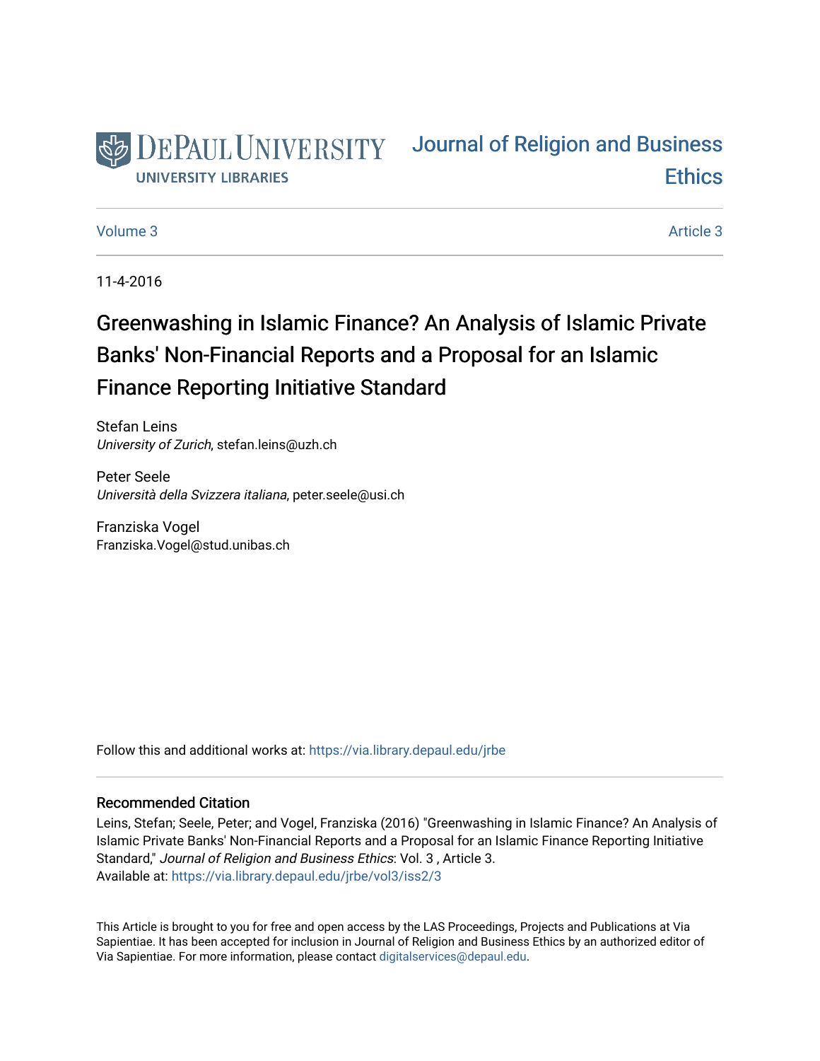DePaul University
UNIVERSITY LIBRARIES

Journal of Religion and Business Ethics

Volume 3 | Article 3

11-4-2016

# Greenwashing in Islamic Finance? An Analysis of Islamic Private Banks' Non-Financial Reports and a Proposal for an Islamic Finance Reporting Initiative Standard

Stefan Leins
*University of Zurich*, stefan.leins@uzh.ch

Peter Seele
*Università della Svizzera italiana*, peter.seele@usi.ch

Franziska Vogel
Franziska.Vogel@stud.unibas.ch

Follow this and additional works at: https://via.library.depaul.edu/jrbe

## Recommended Citation

Leins, Stefan; Seele, Peter; and Vogel, Franziska (2016) "Greenwashing in Islamic Finance? An Analysis of Islamic Private Banks' Non-Financial Reports and a Proposal for an Islamic Finance Reporting Initiative Standard," *Journal of Religion and Business Ethics*: Vol. 3 , Article 3.
Available at: https://via.library.depaul.edu/jrbe/vol3/iss2/3

This Article is brought to you for free and open access by the LAS Proceedings, Projects and Publications at Via Sapientiae. It has been accepted for inclusion in Journal of Religion and Business Ethics by an authorized editor of Via Sapientiae. For more information, please contact digitalservices@depaul.edu.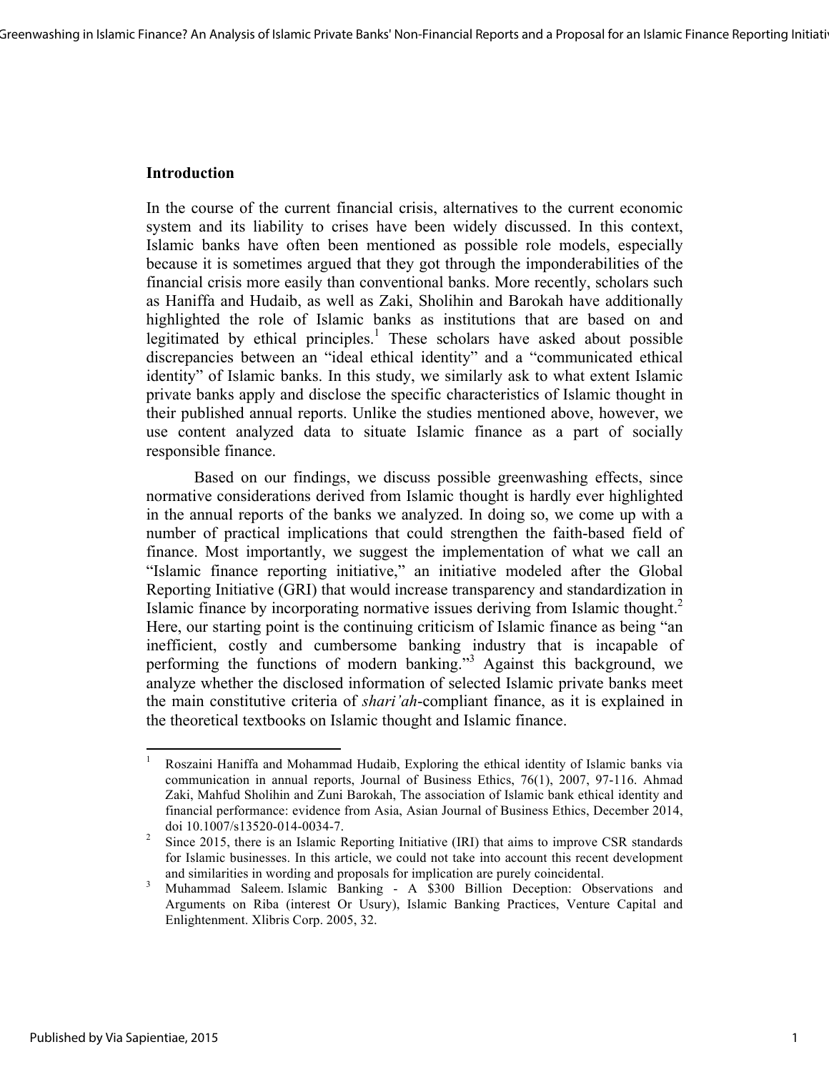## Introduction

In the course of the current financial crisis, alternatives to the current economic system and its liability to crises have been widely discussed. In this context, Islamic banks have often been mentioned as possible role models, especially because it is sometimes argued that they got through the imponderabilities of the financial crisis more easily than conventional banks. More recently, scholars such as Haniffa and Hudaib, as well as Zaki, Sholihin and Barokah have additionally highlighted the role of Islamic banks as institutions that are based on and legitimated by ethical principles.[1] These scholars have asked about possible discrepancies between an "ideal ethical identity" and a "communicated ethical identity" of Islamic banks. In this study, we similarly ask to what extent Islamic private banks apply and disclose the specific characteristics of Islamic thought in their published annual reports. Unlike the studies mentioned above, however, we use content analyzed data to situate Islamic finance as a part of socially responsible finance.

Based on our findings, we discuss possible greenwashing effects, since normative considerations derived from Islamic thought is hardly ever highlighted in the annual reports of the banks we analyzed. In doing so, we come up with a number of practical implications that could strengthen the faith-based field of finance. Most importantly, we suggest the implementation of what we call an "Islamic finance reporting initiative," an initiative modeled after the Global Reporting Initiative (GRI) that would increase transparency and standardization in Islamic finance by incorporating normative issues deriving from Islamic thought.[2] Here, our starting point is the continuing criticism of Islamic finance as being "an inefficient, costly and cumbersome banking industry that is incapable of performing the functions of modern banking."[3] Against this background, we analyze whether the disclosed information of selected Islamic private banks meet the main constitutive criteria of *shari'ah*-compliant finance, as it is explained in the theoretical textbooks on Islamic thought and Islamic finance.

---

[1] Roszaini Haniffa and Mohammad Hudaib, Exploring the ethical identity of Islamic banks via communication in annual reports, Journal of Business Ethics, 76(1), 2007, 97-116. Ahmad Zaki, Mahfud Sholihin and Zuni Barokah, The association of Islamic bank ethical identity and financial performance: evidence from Asia, Asian Journal of Business Ethics, December 2014, doi 10.1007/s13520-014-0034-7.

[2] Since 2015, there is an Islamic Reporting Initiative (IRI) that aims to improve CSR standards for Islamic businesses. In this article, we could not take into account this recent development and similarities in wording and proposals for implication are purely coincidental.

[3] Muhammad Saleem. Islamic Banking - A $300 Billion Deception: Observations and Arguments on Riba (interest Or Usury), Islamic Banking Practices, Venture Capital and Enlightenment. Xlibris Corp. 2005, 32.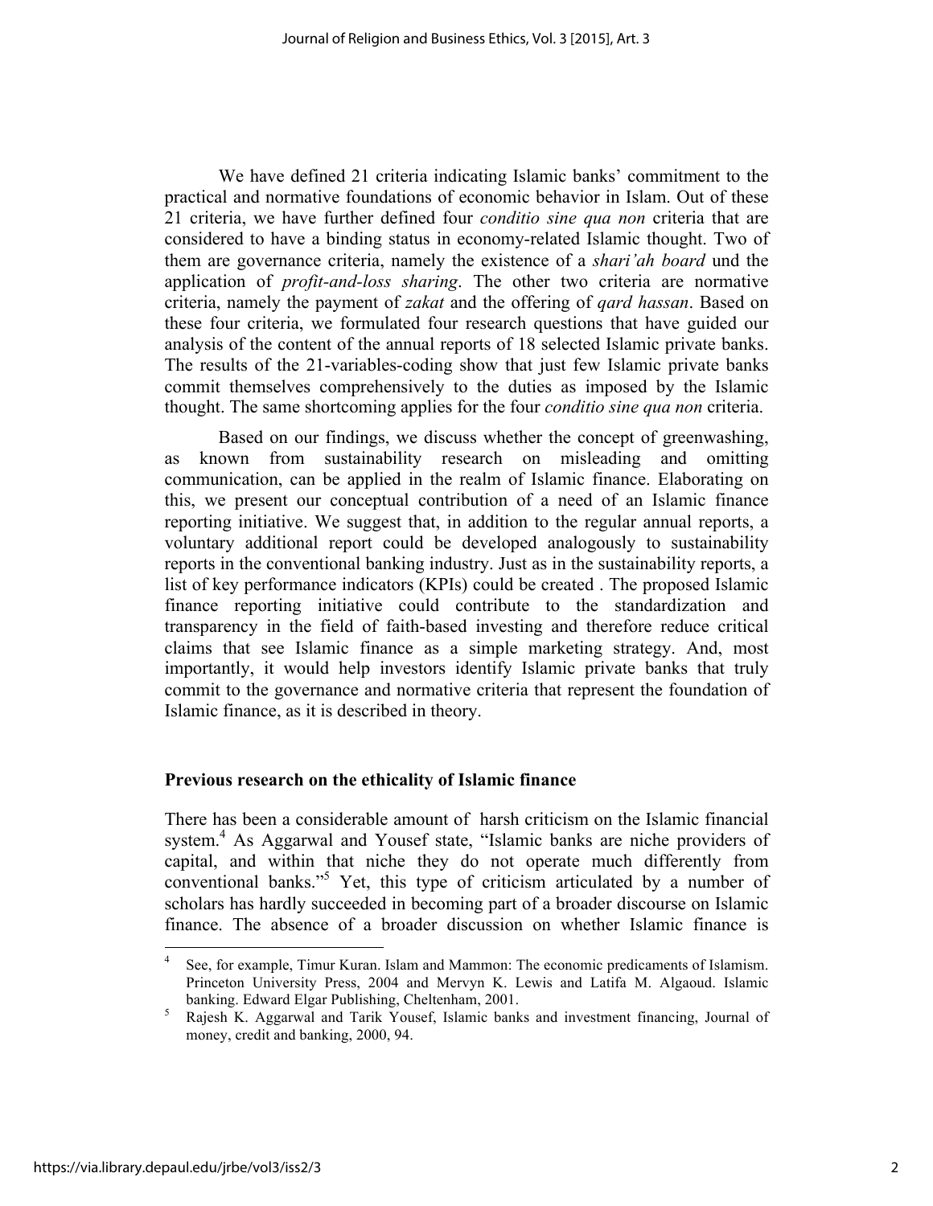We have defined 21 criteria indicating Islamic banks' commitment to the practical and normative foundations of economic behavior in Islam. Out of these 21 criteria, we have further defined four *conditio sine qua non* criteria that are considered to have a binding status in economy-related Islamic thought. Two of them are governance criteria, namely the existence of a *shari'ah board* und the application of *profit-and-loss sharing*. The other two criteria are normative criteria, namely the payment of *zakat* and the offering of *qard hassan*. Based on these four criteria, we formulated four research questions that have guided our analysis of the content of the annual reports of 18 selected Islamic private banks. The results of the 21-variables-coding show that just few Islamic private banks commit themselves comprehensively to the duties as imposed by the Islamic thought. The same shortcoming applies for the four *conditio sine qua non* criteria.

Based on our findings, we discuss whether the concept of greenwashing, as known from sustainability research on misleading and omitting communication, can be applied in the realm of Islamic finance. Elaborating on this, we present our conceptual contribution of a need of an Islamic finance reporting initiative. We suggest that, in addition to the regular annual reports, a voluntary additional report could be developed analogously to sustainability reports in the conventional banking industry. Just as in the sustainability reports, a list of key performance indicators (KPIs) could be created . The proposed Islamic finance reporting initiative could contribute to the standardization and transparency in the field of faith-based investing and therefore reduce critical claims that see Islamic finance as a simple marketing strategy. And, most importantly, it would help investors identify Islamic private banks that truly commit to the governance and normative criteria that represent the foundation of Islamic finance, as it is described in theory.

**Previous research on the ethicality of Islamic finance**

There has been a considerable amount of harsh criticism on the Islamic financial system.[4] As Aggarwal and Yousef state, "Islamic banks are niche providers of capital, and within that niche they do not operate much differently from conventional banks."[5] Yet, this type of criticism articulated by a number of scholars has hardly succeeded in becoming part of a broader discourse on Islamic finance. The absence of a broader discussion on whether Islamic finance is

---

[4] See, for example, Timur Kuran. Islam and Mammon: The economic predicaments of Islamism. Princeton University Press, 2004 and Mervyn K. Lewis and Latifa M. Algaoud. Islamic banking. Edward Elgar Publishing, Cheltenham, 2001.

[5] Rajesh K. Aggarwal and Tarik Yousef, Islamic banks and investment financing, Journal of money, credit and banking, 2000, 94.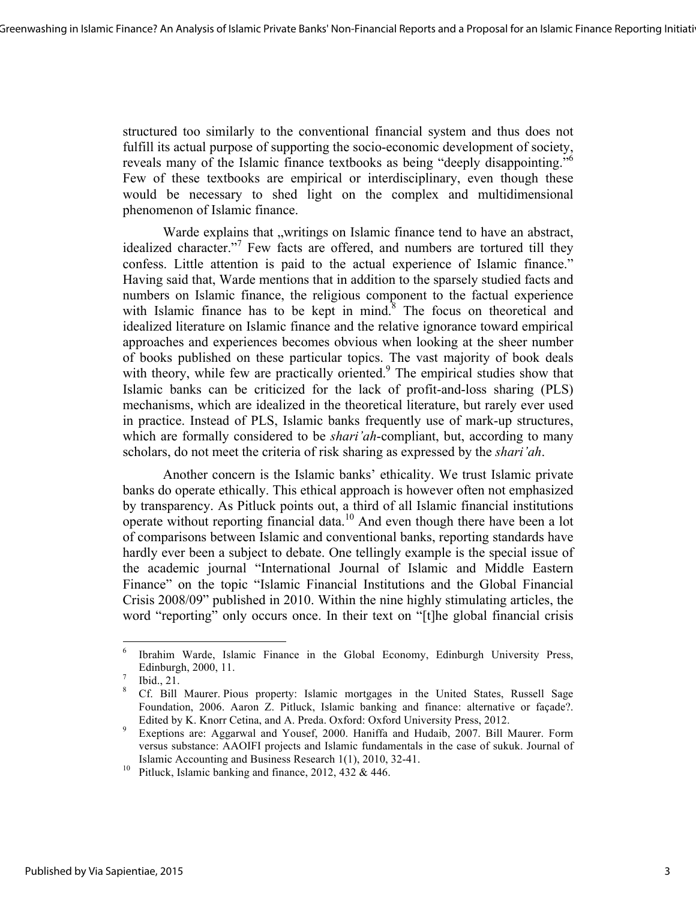structured too similarly to the conventional financial system and thus does not fulfill its actual purpose of supporting the socio-economic development of society, reveals many of the Islamic finance textbooks as being "deeply disappointing."[6] Few of these textbooks are empirical or interdisciplinary, even though these would be necessary to shed light on the complex and multidimensional phenomenon of Islamic finance.

Warde explains that „writings on Islamic finance tend to have an abstract, idealized character."[7] Few facts are offered, and numbers are tortured till they confess. Little attention is paid to the actual experience of Islamic finance." Having said that, Warde mentions that in addition to the sparsely studied facts and numbers on Islamic finance, the religious component to the factual experience with Islamic finance has to be kept in mind.[8] The focus on theoretical and idealized literature on Islamic finance and the relative ignorance toward empirical approaches and experiences becomes obvious when looking at the sheer number of books published on these particular topics. The vast majority of book deals with theory, while few are practically oriented.[9] The empirical studies show that Islamic banks can be criticized for the lack of profit-and-loss sharing (PLS) mechanisms, which are idealized in the theoretical literature, but rarely ever used in practice. Instead of PLS, Islamic banks frequently use of mark-up structures, which are formally considered to be *shari'ah*-compliant, but, according to many scholars, do not meet the criteria of risk sharing as expressed by the *shari'ah*.

Another concern is the Islamic banks' ethicality. We trust Islamic private banks do operate ethically. This ethical approach is however often not emphasized by transparency. As Pitluck points out, a third of all Islamic financial institutions operate without reporting financial data.[10] And even though there have been a lot of comparisons between Islamic and conventional banks, reporting standards have hardly ever been a subject to debate. One tellingly example is the special issue of the academic journal "International Journal of Islamic and Middle Eastern Finance" on the topic "Islamic Financial Institutions and the Global Financial Crisis 2008/09" published in 2010. Within the nine highly stimulating articles, the word "reporting" only occurs once. In their text on "[t]he global financial crisis

---

[6] Ibrahim Warde, Islamic Finance in the Global Economy, Edinburgh University Press, Edinburgh, 2000, 11.

[7] Ibid., 21.

[8] Cf. Bill Maurer. Pious property: Islamic mortgages in the United States, Russell Sage Foundation, 2006. Aaron Z. Pitluck, Islamic banking and finance: alternative or façade?. Edited by K. Knorr Cetina, and A. Preda. Oxford: Oxford University Press, 2012.

[9] Exeptions are: Aggarwal and Yousef, 2000. Haniffa and Hudaib, 2007. Bill Maurer. Form versus substance: AAOIFI projects and Islamic fundamentals in the case of sukuk. Journal of Islamic Accounting and Business Research 1(1), 2010, 32-41.

[10] Pitluck, Islamic banking and finance, 2012, 432 & 446.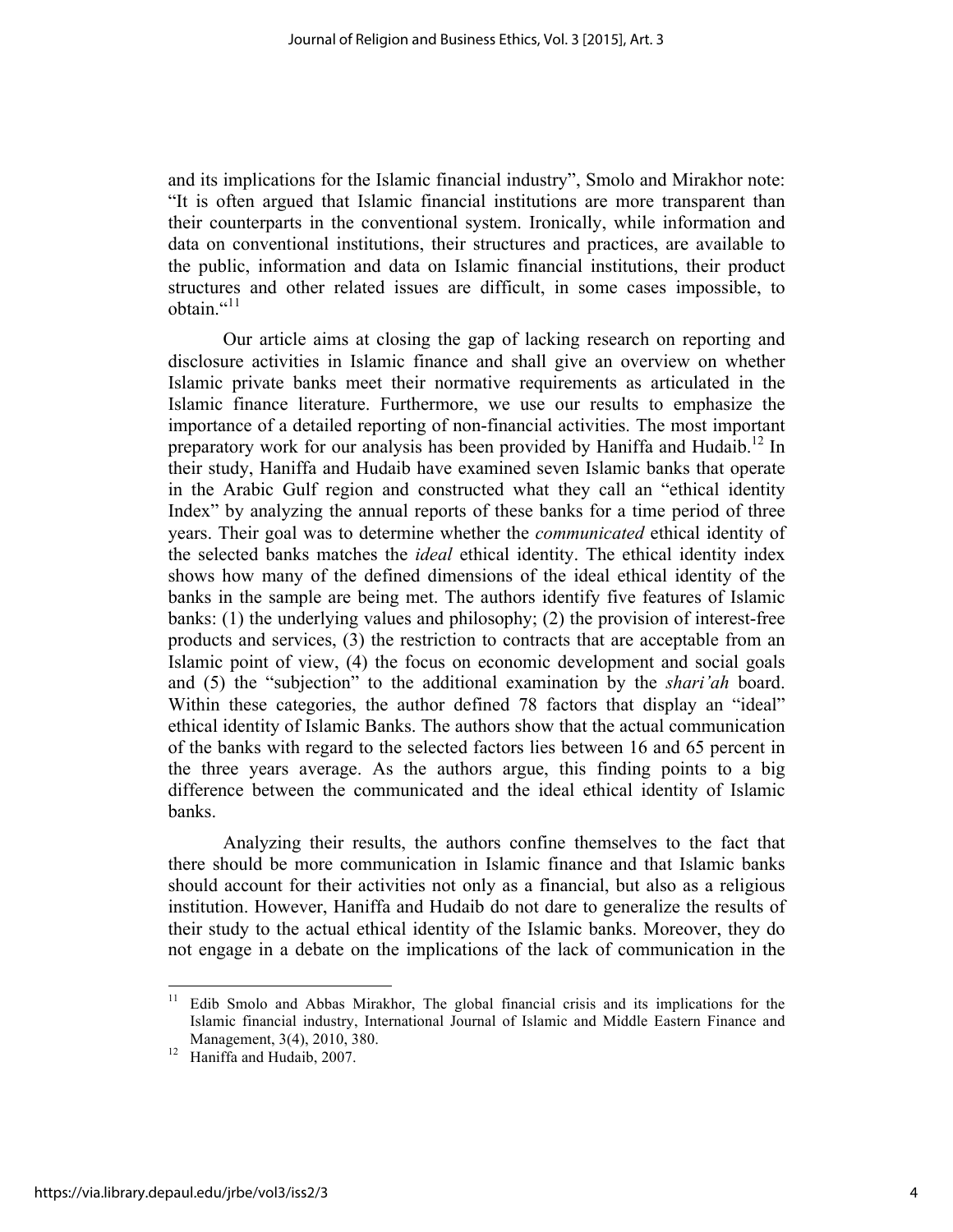and its implications for the Islamic financial industry", Smolo and Mirakhor note: "It is often argued that Islamic financial institutions are more transparent than their counterparts in the conventional system. Ironically, while information and data on conventional institutions, their structures and practices, are available to the public, information and data on Islamic financial institutions, their product structures and other related issues are difficult, in some cases impossible, to obtain."[11]

Our article aims at closing the gap of lacking research on reporting and disclosure activities in Islamic finance and shall give an overview on whether Islamic private banks meet their normative requirements as articulated in the Islamic finance literature. Furthermore, we use our results to emphasize the importance of a detailed reporting of non-financial activities. The most important preparatory work for our analysis has been provided by Haniffa and Hudaib.[12] In their study, Haniffa and Hudaib have examined seven Islamic banks that operate in the Arabic Gulf region and constructed what they call an "ethical identity Index" by analyzing the annual reports of these banks for a time period of three years. Their goal was to determine whether the *communicated* ethical identity of the selected banks matches the *ideal* ethical identity. The ethical identity index shows how many of the defined dimensions of the ideal ethical identity of the banks in the sample are being met. The authors identify five features of Islamic banks: (1) the underlying values and philosophy; (2) the provision of interest-free products and services, (3) the restriction to contracts that are acceptable from an Islamic point of view, (4) the focus on economic development and social goals and (5) the "subjection" to the additional examination by the *shari'ah* board. Within these categories, the author defined 78 factors that display an "ideal" ethical identity of Islamic Banks. The authors show that the actual communication of the banks with regard to the selected factors lies between 16 and 65 percent in the three years average. As the authors argue, this finding points to a big difference between the communicated and the ideal ethical identity of Islamic banks.

Analyzing their results, the authors confine themselves to the fact that there should be more communication in Islamic finance and that Islamic banks should account for their activities not only as a financial, but also as a religious institution. However, Haniffa and Hudaib do not dare to generalize the results of their study to the actual ethical identity of the Islamic banks. Moreover, they do not engage in a debate on the implications of the lack of communication in the

[11] Edib Smolo and Abbas Mirakhor, The global financial crisis and its implications for the Islamic financial industry, International Journal of Islamic and Middle Eastern Finance and Management, 3(4), 2010, 380.

[12] Haniffa and Hudaib, 2007.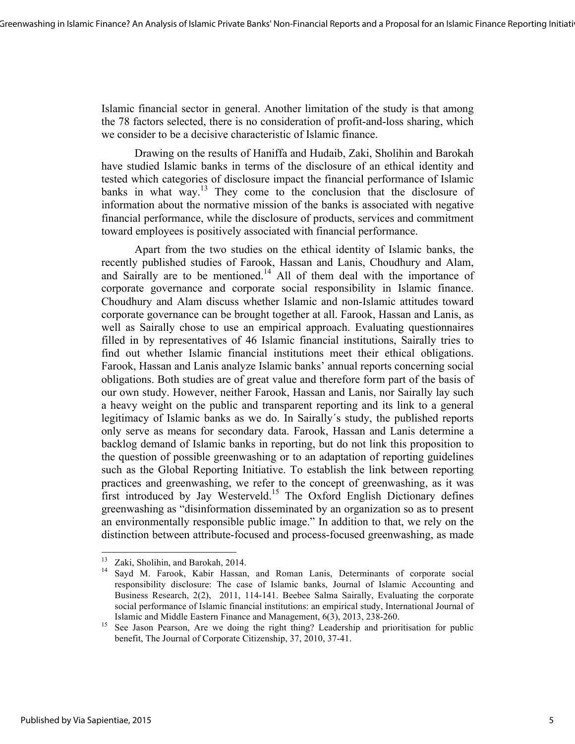Islamic financial sector in general. Another limitation of the study is that among the 78 factors selected, there is no consideration of profit-and-loss sharing, which we consider to be a decisive characteristic of Islamic finance.

Drawing on the results of Haniffa and Hudaib, Zaki, Sholihin and Barokah have studied Islamic banks in terms of the disclosure of an ethical identity and tested which categories of disclosure impact the financial performance of Islamic banks in what way.[13] They come to the conclusion that the disclosure of information about the normative mission of the banks is associated with negative financial performance, while the disclosure of products, services and commitment toward employees is positively associated with financial performance.

Apart from the two studies on the ethical identity of Islamic banks, the recently published studies of Farook, Hassan and Lanis, Choudhury and Alam, and Sairally are to be mentioned.[14] All of them deal with the importance of corporate governance and corporate social responsibility in Islamic finance. Choudhury and Alam discuss whether Islamic and non-Islamic attitudes toward corporate governance can be brought together at all. Farook, Hassan and Lanis, as well as Sairally chose to use an empirical approach. Evaluating questionnaires filled in by representatives of 46 Islamic financial institutions, Sairally tries to find out whether Islamic financial institutions meet their ethical obligations. Farook, Hassan and Lanis analyze Islamic banks' annual reports concerning social obligations. Both studies are of great value and therefore form part of the basis of our own study. However, neither Farook, Hassan and Lanis, nor Sairally lay such a heavy weight on the public and transparent reporting and its link to a general legitimacy of Islamic banks as we do. In Sairally´s study, the published reports only serve as means for secondary data. Farook, Hassan and Lanis determine a backlog demand of Islamic banks in reporting, but do not link this proposition to the question of possible greenwashing or to an adaptation of reporting guidelines such as the Global Reporting Initiative. To establish the link between reporting practices and greenwashing, we refer to the concept of greenwashing, as it was first introduced by Jay Westerveld.[15] The Oxford English Dictionary defines greenwashing as "disinformation disseminated by an organization so as to present an environmentally responsible public image." In addition to that, we rely on the distinction between attribute-focused and process-focused greenwashing, as made

---

[13] Zaki, Sholihin, and Barokah, 2014.

[14] Sayd M. Farook, Kabir Hassan, and Roman Lanis, Determinants of corporate social responsibility disclosure: The case of Islamic banks, Journal of Islamic Accounting and Business Research, 2(2), 2011, 114-141. Beebee Salma Sairally, Evaluating the corporate social performance of Islamic financial institutions: an empirical study, International Journal of Islamic and Middle Eastern Finance and Management, 6(3), 2013, 238-260.

[15] See Jason Pearson, Are we doing the right thing? Leadership and prioritisation for public benefit, The Journal of Corporate Citizenship, 37, 2010, 37-41.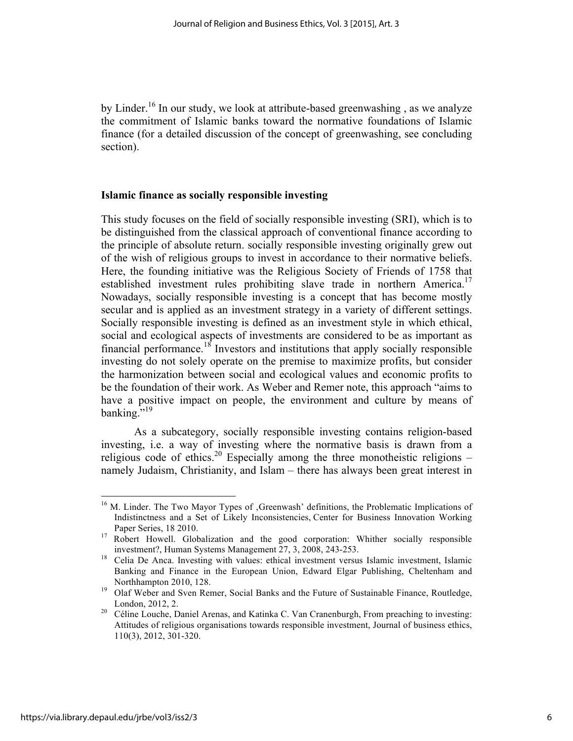by Linder.[16] In our study, we look at attribute-based greenwashing , as we analyze the commitment of Islamic banks toward the normative foundations of Islamic finance (for a detailed discussion of the concept of greenwashing, see concluding section).

## Islamic finance as socially responsible investing

This study focuses on the field of socially responsible investing (SRI), which is to be distinguished from the classical approach of conventional finance according to the principle of absolute return. socially responsible investing originally grew out of the wish of religious groups to invest in accordance to their normative beliefs. Here, the founding initiative was the Religious Society of Friends of 1758 that established investment rules prohibiting slave trade in northern America.[17] Nowadays, socially responsible investing is a concept that has become mostly secular and is applied as an investment strategy in a variety of different settings. Socially responsible investing is defined as an investment style in which ethical, social and ecological aspects of investments are considered to be as important as financial performance.[18] Investors and institutions that apply socially responsible investing do not solely operate on the premise to maximize profits, but consider the harmonization between social and ecological values and economic profits to be the foundation of their work. As Weber and Remer note, this approach "aims to have a positive impact on people, the environment and culture by means of banking."[19]

As a subcategory, socially responsible investing contains religion-based investing, i.e. a way of investing where the normative basis is drawn from a religious code of ethics.[20] Especially among the three monotheistic religions – namely Judaism, Christianity, and Islam – there has always been great interest in

---

[16] M. Linder. The Two Mayor Types of ‚Greenwash' definitions, the Problematic Implications of Indistinctness and a Set of Likely Inconsistencies, Center for Business Innovation Working Paper Series, 18 2010.

[17] Robert Howell. Globalization and the good corporation: Whither socially responsible investment?, Human Systems Management 27, 3, 2008, 243-253.

[18] Celia De Anca. Investing with values: ethical investment versus Islamic investment, Islamic Banking and Finance in the European Union, Edward Elgar Publishing, Cheltenham and Northhampton 2010, 128.

[19] Olaf Weber and Sven Remer, Social Banks and the Future of Sustainable Finance, Routledge, London, 2012, 2.

[20] Céline Louche, Daniel Arenas, and Katinka C. Van Cranenburgh, From preaching to investing: Attitudes of religious organisations towards responsible investment, Journal of business ethics, 110(3), 2012, 301-320.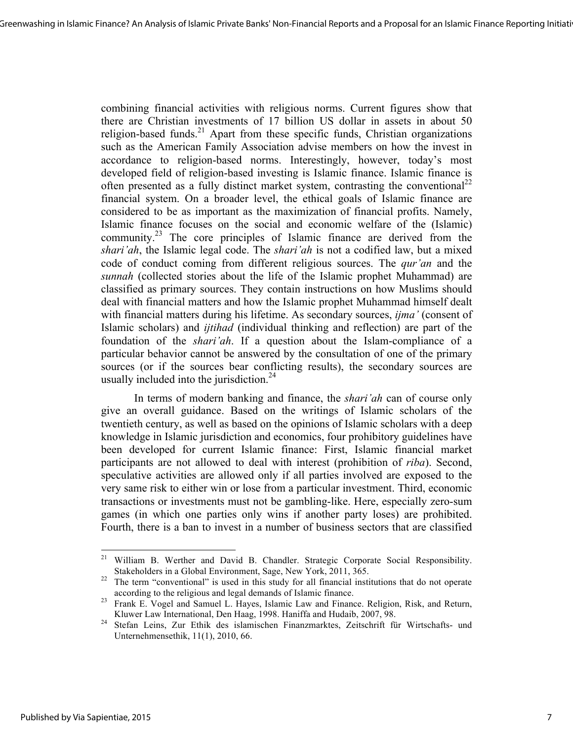combining financial activities with religious norms. Current figures show that there are Christian investments of 17 billion US dollar in assets in about 50 religion-based funds.[21] Apart from these specific funds, Christian organizations such as the American Family Association advise members on how the invest in accordance to religion-based norms. Interestingly, however, today's most developed field of religion-based investing is Islamic finance. Islamic finance is often presented as a fully distinct market system, contrasting the conventional[22] financial system. On a broader level, the ethical goals of Islamic finance are considered to be as important as the maximization of financial profits. Namely, Islamic finance focuses on the social and economic welfare of the (Islamic) community.[23] The core principles of Islamic finance are derived from the *shari'ah*, the Islamic legal code. The *shari'ah* is not a codified law, but a mixed code of conduct coming from different religious sources. The *qur'an* and the *sunnah* (collected stories about the life of the Islamic prophet Muhammad) are classified as primary sources. They contain instructions on how Muslims should deal with financial matters and how the Islamic prophet Muhammad himself dealt with financial matters during his lifetime. As secondary sources, *ijma'* (consent of Islamic scholars) and *ijtihad* (individual thinking and reflection) are part of the foundation of the *shari'ah*. If a question about the Islam-compliance of a particular behavior cannot be answered by the consultation of one of the primary sources (or if the sources bear conflicting results), the secondary sources are usually included into the jurisdiction.[24]

In terms of modern banking and finance, the *shari'ah* can of course only give an overall guidance. Based on the writings of Islamic scholars of the twentieth century, as well as based on the opinions of Islamic scholars with a deep knowledge in Islamic jurisdiction and economics, four prohibitory guidelines have been developed for current Islamic finance: First, Islamic financial market participants are not allowed to deal with interest (prohibition of *riba*). Second, speculative activities are allowed only if all parties involved are exposed to the very same risk to either win or lose from a particular investment. Third, economic transactions or investments must not be gambling-like. Here, especially zero-sum games (in which one parties only wins if another party loses) are prohibited. Fourth, there is a ban to invest in a number of business sectors that are classified

---

[21] William B. Werther and David B. Chandler. Strategic Corporate Social Responsibility. Stakeholders in a Global Environment, Sage, New York, 2011, 365.

[22] The term "conventional" is used in this study for all financial institutions that do not operate according to the religious and legal demands of Islamic finance.

[23] Frank E. Vogel and Samuel L. Hayes, Islamic Law and Finance. Religion, Risk, and Return, Kluwer Law International, Den Haag, 1998. Haniffa and Hudaib, 2007, 98.

[24] Stefan Leins, Zur Ethik des islamischen Finanzmarktes, Zeitschrift für Wirtschafts- und Unternehmensethik, 11(1), 2010, 66.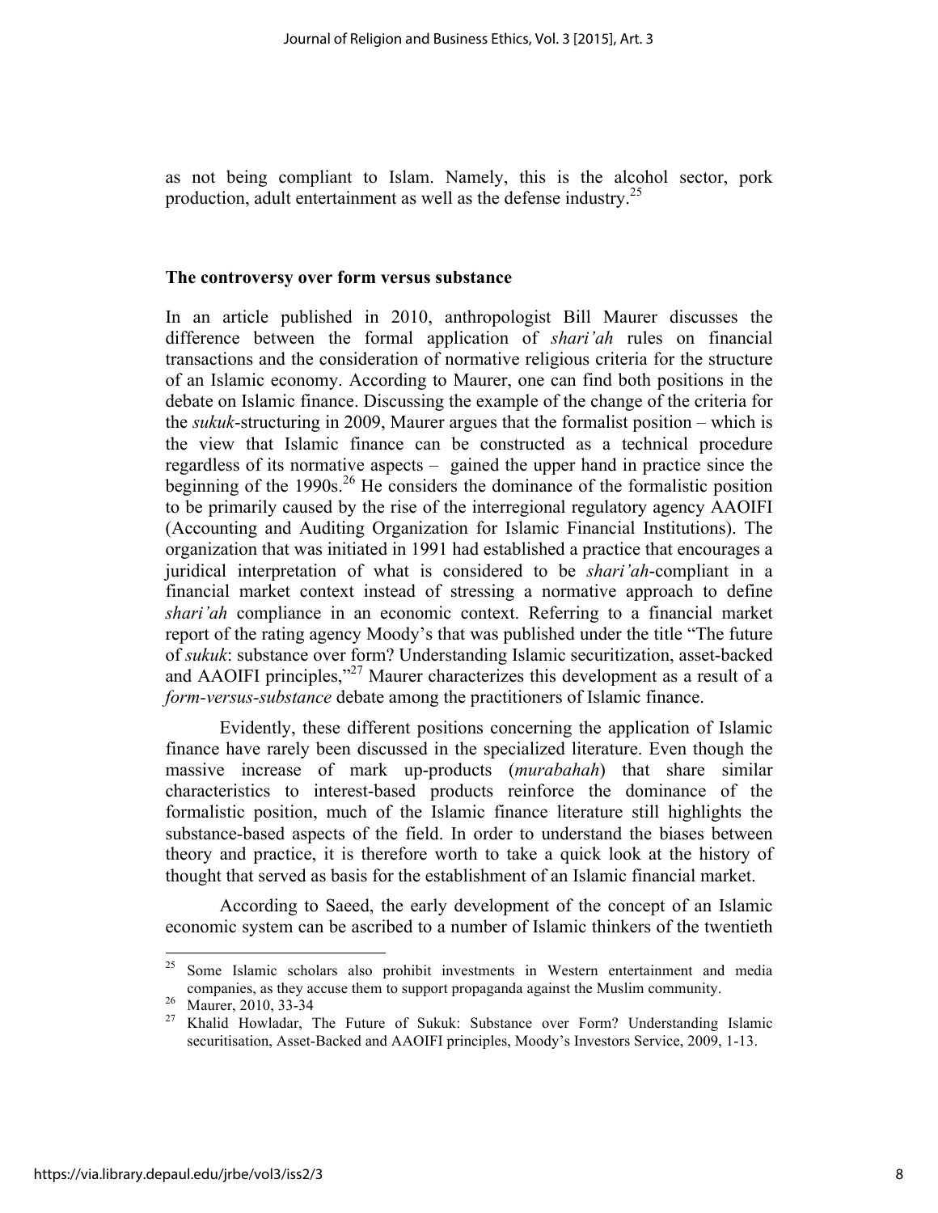as not being compliant to Islam. Namely, this is the alcohol sector, pork production, adult entertainment as well as the defense industry.[25]

### The controversy over form versus substance

In an article published in 2010, anthropologist Bill Maurer discusses the difference between the formal application of *shari'ah* rules on financial transactions and the consideration of normative religious criteria for the structure of an Islamic economy. According to Maurer, one can find both positions in the debate on Islamic finance. Discussing the example of the change of the criteria for the *sukuk*-structuring in 2009, Maurer argues that the formalist position – which is the view that Islamic finance can be constructed as a technical procedure regardless of its normative aspects – gained the upper hand in practice since the beginning of the 1990s.[26] He considers the dominance of the formalistic position to be primarily caused by the rise of the interregional regulatory agency AAOIFI (Accounting and Auditing Organization for Islamic Financial Institutions). The organization that was initiated in 1991 had established a practice that encourages a juridical interpretation of what is considered to be *shari'ah*-compliant in a financial market context instead of stressing a normative approach to define *shari'ah* compliance in an economic context. Referring to a financial market report of the rating agency Moody's that was published under the title "The future of *sukuk*: substance over form? Understanding Islamic securitization, asset-backed and AAOIFI principles,"[27] Maurer characterizes this development as a result of a *form-versus-substance* debate among the practitioners of Islamic finance.

Evidently, these different positions concerning the application of Islamic finance have rarely been discussed in the specialized literature. Even though the massive increase of mark up-products (*murabahah*) that share similar characteristics to interest-based products reinforce the dominance of the formalistic position, much of the Islamic finance literature still highlights the substance-based aspects of the field. In order to understand the biases between theory and practice, it is therefore worth to take a quick look at the history of thought that served as basis for the establishment of an Islamic financial market.

According to Saeed, the early development of the concept of an Islamic economic system can be ascribed to a number of Islamic thinkers of the twentieth

---

[25] Some Islamic scholars also prohibit investments in Western entertainment and media companies, as they accuse them to support propaganda against the Muslim community.

[26] Maurer, 2010, 33-34

[27] Khalid Howladar, The Future of Sukuk: Substance over Form? Understanding Islamic securitisation, Asset-Backed and AAOIFI principles, Moody's Investors Service, 2009, 1-13.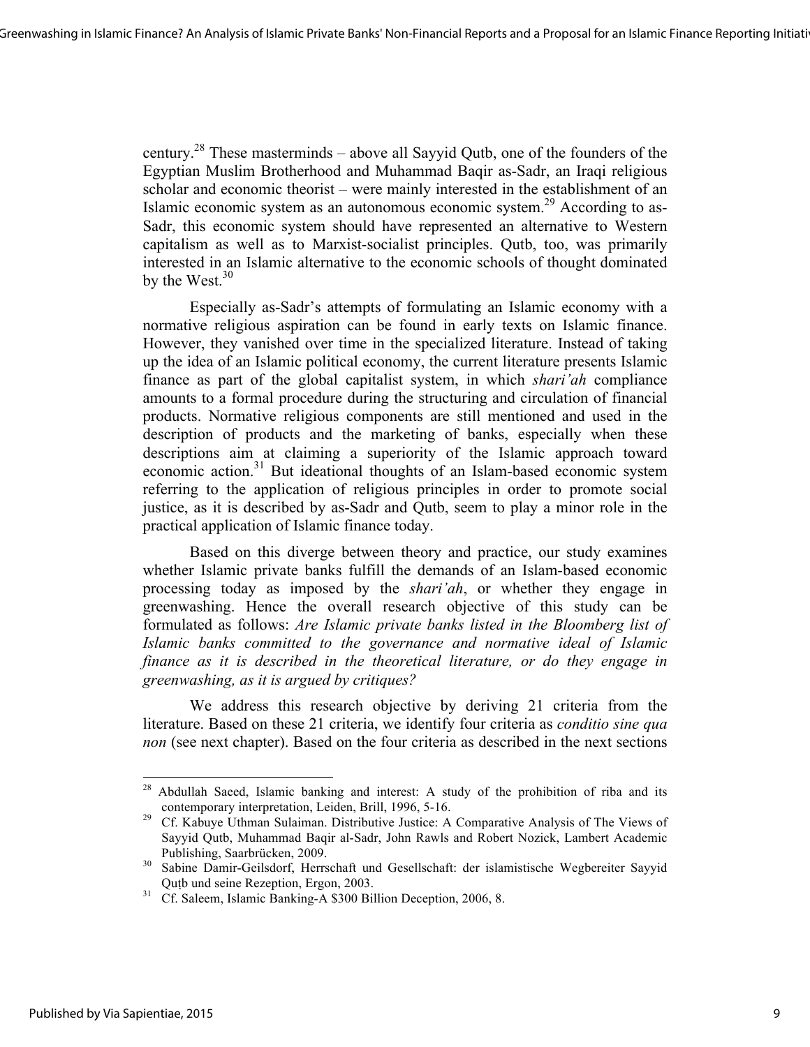century.[28] These masterminds – above all Sayyid Qutb, one of the founders of the Egyptian Muslim Brotherhood and Muhammad Baqir as-Sadr, an Iraqi religious scholar and economic theorist – were mainly interested in the establishment of an Islamic economic system as an autonomous economic system.[29] According to as-Sadr, this economic system should have represented an alternative to Western capitalism as well as to Marxist-socialist principles. Qutb, too, was primarily interested in an Islamic alternative to the economic schools of thought dominated by the West.[30]

Especially as-Sadr's attempts of formulating an Islamic economy with a normative religious aspiration can be found in early texts on Islamic finance. However, they vanished over time in the specialized literature. Instead of taking up the idea of an Islamic political economy, the current literature presents Islamic finance as part of the global capitalist system, in which *shari'ah* compliance amounts to a formal procedure during the structuring and circulation of financial products. Normative religious components are still mentioned and used in the description of products and the marketing of banks, especially when these descriptions aim at claiming a superiority of the Islamic approach toward economic action.[31] But ideational thoughts of an Islam-based economic system referring to the application of religious principles in order to promote social justice, as it is described by as-Sadr and Qutb, seem to play a minor role in the practical application of Islamic finance today.

Based on this diverge between theory and practice, our study examines whether Islamic private banks fulfill the demands of an Islam-based economic processing today as imposed by the *shari'ah*, or whether they engage in greenwashing. Hence the overall research objective of this study can be formulated as follows: *Are Islamic private banks listed in the Bloomberg list of Islamic banks committed to the governance and normative ideal of Islamic finance as it is described in the theoretical literature, or do they engage in greenwashing, as it is argued by critiques?*

We address this research objective by deriving 21 criteria from the literature. Based on these 21 criteria, we identify four criteria as *conditio sine qua non* (see next chapter). Based on the four criteria as described in the next sections

---

[28] Abdullah Saeed, Islamic banking and interest: A study of the prohibition of riba and its contemporary interpretation, Leiden, Brill, 1996, 5-16.

[29] Cf. Kabuye Uthman Sulaiman. Distributive Justice: A Comparative Analysis of The Views of Sayyid Qutb, Muhammad Baqir al-Sadr, John Rawls and Robert Nozick, Lambert Academic Publishing, Saarbrücken, 2009.

[30] Sabine Damir-Geilsdorf, Herrschaft und Gesellschaft: der islamistische Wegbereiter Sayyid Quṭb und seine Rezeption, Ergon, 2003.

[31] Cf. Saleem, Islamic Banking-A $300 Billion Deception, 2006, 8.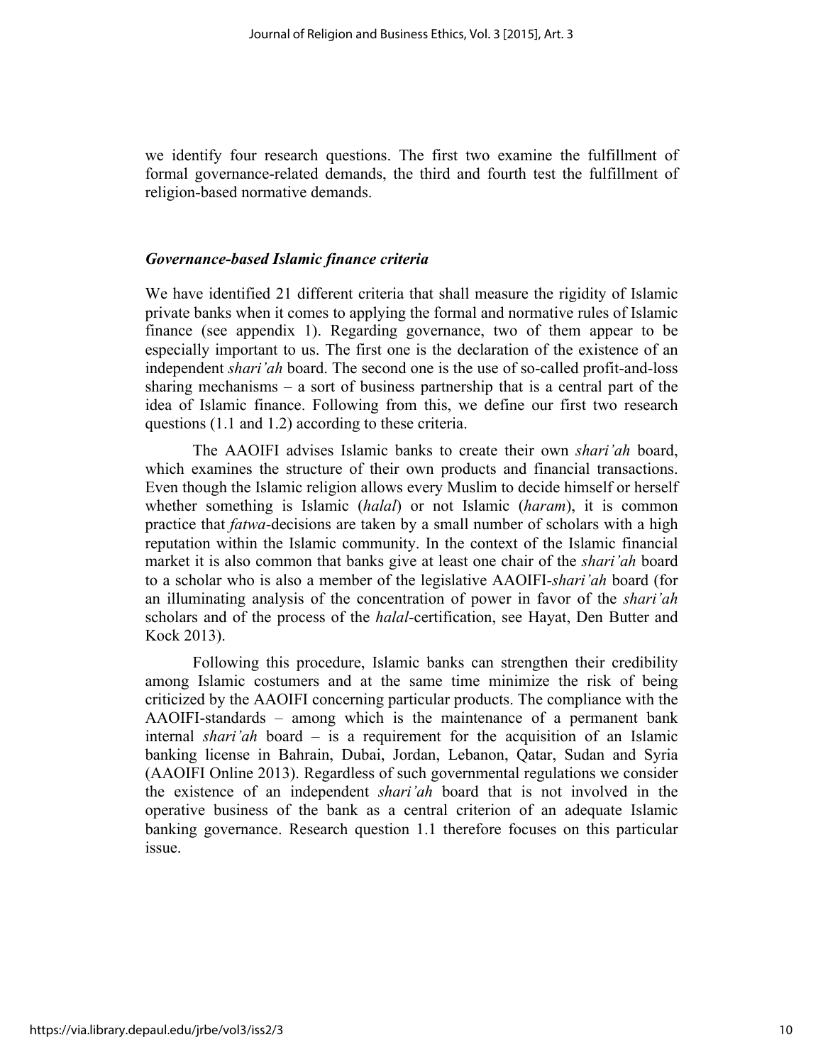we identify four research questions. The first two examine the fulfillment of formal governance-related demands, the third and fourth test the fulfillment of religion-based normative demands.

### *Governance-based Islamic finance criteria*

We have identified 21 different criteria that shall measure the rigidity of Islamic private banks when it comes to applying the formal and normative rules of Islamic finance (see appendix 1). Regarding governance, two of them appear to be especially important to us. The first one is the declaration of the existence of an independent *shari'ah* board. The second one is the use of so-called profit-and-loss sharing mechanisms – a sort of business partnership that is a central part of the idea of Islamic finance. Following from this, we define our first two research questions (1.1 and 1.2) according to these criteria.

The AAOIFI advises Islamic banks to create their own *shari'ah* board, which examines the structure of their own products and financial transactions. Even though the Islamic religion allows every Muslim to decide himself or herself whether something is Islamic (*halal*) or not Islamic (*haram*), it is common practice that *fatwa*-decisions are taken by a small number of scholars with a high reputation within the Islamic community. In the context of the Islamic financial market it is also common that banks give at least one chair of the *shari'ah* board to a scholar who is also a member of the legislative AAOIFI-*shari'ah* board (for an illuminating analysis of the concentration of power in favor of the *shari'ah* scholars and of the process of the *halal*-certification, see Hayat, Den Butter and Kock 2013).

Following this procedure, Islamic banks can strengthen their credibility among Islamic costumers and at the same time minimize the risk of being criticized by the AAOIFI concerning particular products. The compliance with the AAOIFI-standards – among which is the maintenance of a permanent bank internal *shari'ah* board – is a requirement for the acquisition of an Islamic banking license in Bahrain, Dubai, Jordan, Lebanon, Qatar, Sudan and Syria (AAOIFI Online 2013). Regardless of such governmental regulations we consider the existence of an independent *shari'ah* board that is not involved in the operative business of the bank as a central criterion of an adequate Islamic banking governance. Research question 1.1 therefore focuses on this particular issue.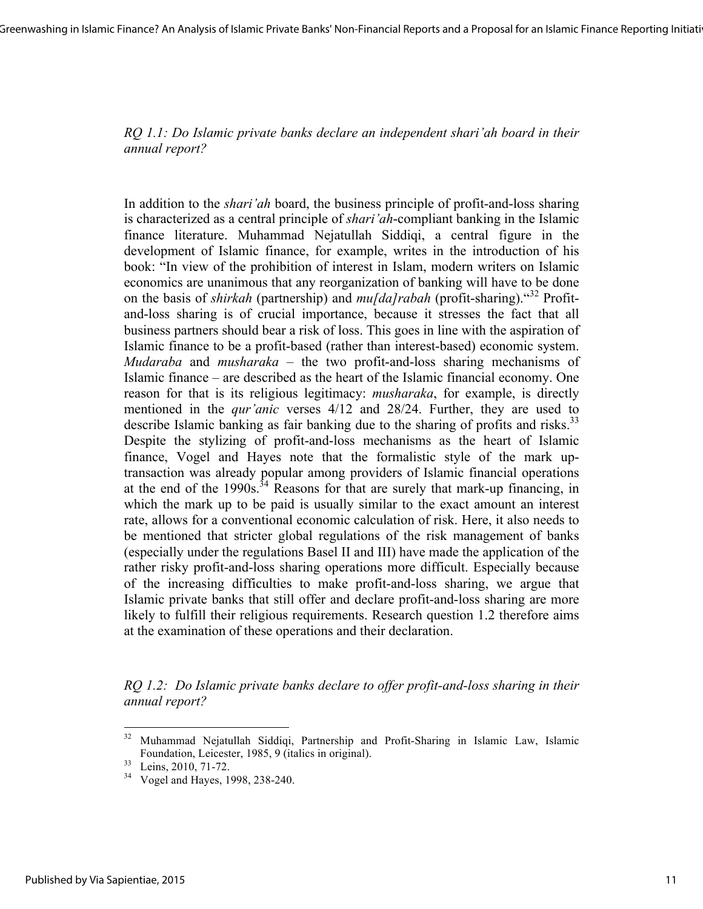*RQ 1.1: Do Islamic private banks declare an independent shari'ah board in their annual report?*

In addition to the *shari'ah* board, the business principle of profit-and-loss sharing is characterized as a central principle of *shari'ah*-compliant banking in the Islamic finance literature. Muhammad Nejatullah Siddiqi, a central figure in the development of Islamic finance, for example, writes in the introduction of his book: "In view of the prohibition of interest in Islam, modern writers on Islamic economics are unanimous that any reorganization of banking will have to be done on the basis of *shirkah* (partnership) and *mu[da]rabah* (profit-sharing)."[32] Profit-and-loss sharing is of crucial importance, because it stresses the fact that all business partners should bear a risk of loss. This goes in line with the aspiration of Islamic finance to be a profit-based (rather than interest-based) economic system. *Mudaraba* and *musharaka* – the two profit-and-loss sharing mechanisms of Islamic finance – are described as the heart of the Islamic financial economy. One reason for that is its religious legitimacy: *musharaka*, for example, is directly mentioned in the *qur'anic* verses 4/12 and 28/24. Further, they are used to describe Islamic banking as fair banking due to the sharing of profits and risks.[33] Despite the stylizing of profit-and-loss mechanisms as the heart of Islamic finance, Vogel and Hayes note that the formalistic style of the mark up-transaction was already popular among providers of Islamic financial operations at the end of the 1990s.[34] Reasons for that are surely that mark-up financing, in which the mark up to be paid is usually similar to the exact amount an interest rate, allows for a conventional economic calculation of risk. Here, it also needs to be mentioned that stricter global regulations of the risk management of banks (especially under the regulations Basel II and III) have made the application of the rather risky profit-and-loss sharing operations more difficult. Especially because of the increasing difficulties to make profit-and-loss sharing, we argue that Islamic private banks that still offer and declare profit-and-loss sharing are more likely to fulfill their religious requirements. Research question 1.2 therefore aims at the examination of these operations and their declaration.

*RQ 1.2: Do Islamic private banks declare to offer profit-and-loss sharing in their annual report?*

---

[32] Muhammad Nejatullah Siddiqi, Partnership and Profit-Sharing in Islamic Law, Islamic Foundation, Leicester, 1985, 9 (italics in original).

[33] Leins, 2010, 71-72.

[34] Vogel and Hayes, 1998, 238-240.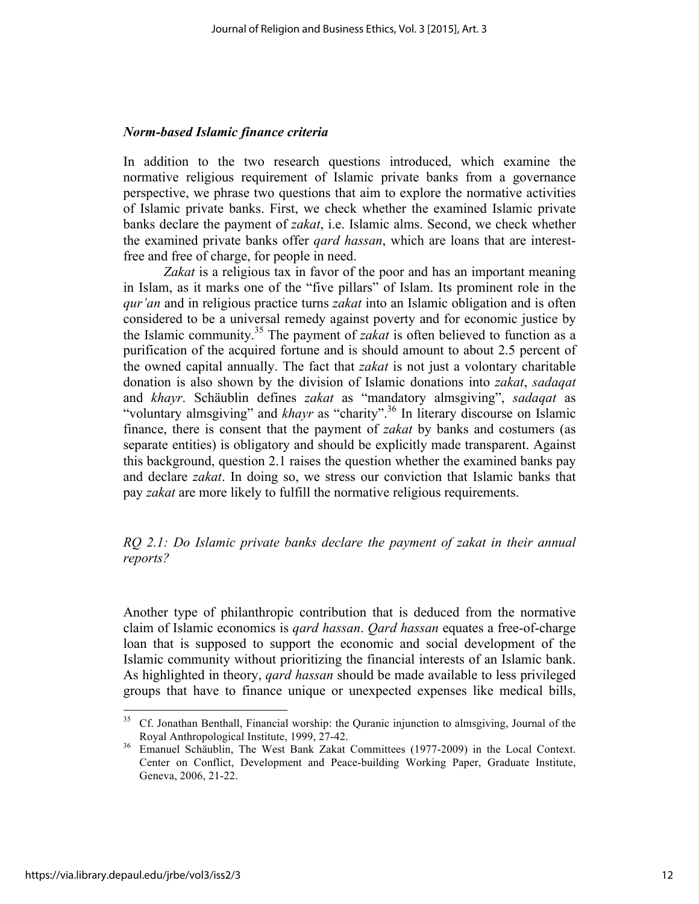### *Norm-based Islamic finance criteria*

In addition to the two research questions introduced, which examine the normative religious requirement of Islamic private banks from a governance perspective, we phrase two questions that aim to explore the normative activities of Islamic private banks. First, we check whether the examined Islamic private banks declare the payment of *zakat*, i.e. Islamic alms. Second, we check whether the examined private banks offer *qard hassan*, which are loans that are interest-free and free of charge, for people in need.

*Zakat* is a religious tax in favor of the poor and has an important meaning in Islam, as it marks one of the "five pillars" of Islam. Its prominent role in the *qur'an* and in religious practice turns *zakat* into an Islamic obligation and is often considered to be a universal remedy against poverty and for economic justice by the Islamic community.[35] The payment of *zakat* is often believed to function as a purification of the acquired fortune and is should amount to about 2.5 percent of the owned capital annually. The fact that *zakat* is not just a volontary charitable donation is also shown by the division of Islamic donations into *zakat*, *sadaqat* and *khayr*. Schäublin defines *zakat* as "mandatory almsgiving", *sadaqat* as "voluntary almsgiving" and *khayr* as "charity".[36] In literary discourse on Islamic finance, there is consent that the payment of *zakat* by banks and costumers (as separate entities) is obligatory and should be explicitly made transparent. Against this background, question 2.1 raises the question whether the examined banks pay and declare *zakat*. In doing so, we stress our conviction that Islamic banks that pay *zakat* are more likely to fulfill the normative religious requirements.

*RQ 2.1: Do Islamic private banks declare the payment of zakat in their annual reports?*

Another type of philanthropic contribution that is deduced from the normative claim of Islamic economics is *qard hassan*. *Qard hassan* equates a free-of-charge loan that is supposed to support the economic and social development of the Islamic community without prioritizing the financial interests of an Islamic bank. As highlighted in theory, *qard hassan* should be made available to less privileged groups that have to finance unique or unexpected expenses like medical bills,

---

[35] Cf. Jonathan Benthall, Financial worship: the Quranic injunction to almsgiving, Journal of the Royal Anthropological Institute, 1999, 27-42.

[36] Emanuel Schäublin, The West Bank Zakat Committees (1977-2009) in the Local Context. Center on Conflict, Development and Peace-building Working Paper, Graduate Institute, Geneva, 2006, 21-22.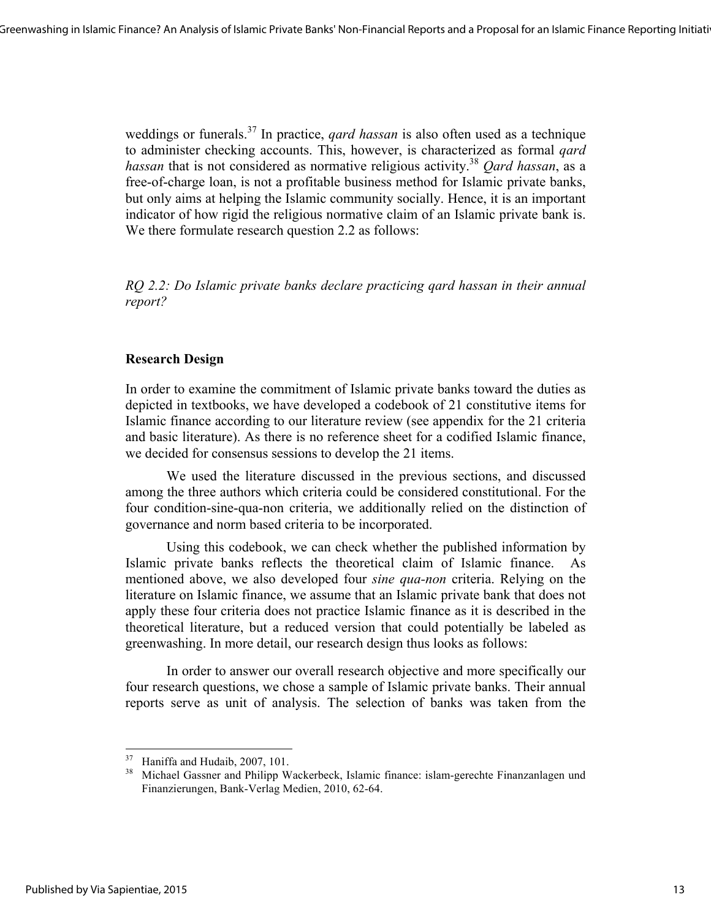weddings or funerals.[37] In practice, *qard hassan* is also often used as a technique to administer checking accounts. This, however, is characterized as formal *qard hassan* that is not considered as normative religious activity.[38] *Qard hassan*, as a free-of-charge loan, is not a profitable business method for Islamic private banks, but only aims at helping the Islamic community socially. Hence, it is an important indicator of how rigid the religious normative claim of an Islamic private bank is. We there formulate research question 2.2 as follows:

*RQ 2.2: Do Islamic private banks declare practicing qard hassan in their annual report?*

**Research Design**

In order to examine the commitment of Islamic private banks toward the duties as depicted in textbooks, we have developed a codebook of 21 constitutive items for Islamic finance according to our literature review (see appendix for the 21 criteria and basic literature). As there is no reference sheet for a codified Islamic finance, we decided for consensus sessions to develop the 21 items.

We used the literature discussed in the previous sections, and discussed among the three authors which criteria could be considered constitutional. For the four condition-sine-qua-non criteria, we additionally relied on the distinction of governance and norm based criteria to be incorporated.

Using this codebook, we can check whether the published information by Islamic private banks reflects the theoretical claim of Islamic finance. As mentioned above, we also developed four *sine qua-non* criteria. Relying on the literature on Islamic finance, we assume that an Islamic private bank that does not apply these four criteria does not practice Islamic finance as it is described in the theoretical literature, but a reduced version that could potentially be labeled as greenwashing. In more detail, our research design thus looks as follows:

In order to answer our overall research objective and more specifically our four research questions, we chose a sample of Islamic private banks. Their annual reports serve as unit of analysis. The selection of banks was taken from the

---

[37] Haniffa and Hudaib, 2007, 101.

[38] Michael Gassner and Philipp Wackerbeck, Islamic finance: islam-gerechte Finanzanlagen und Finanzierungen, Bank-Verlag Medien, 2010, 62-64.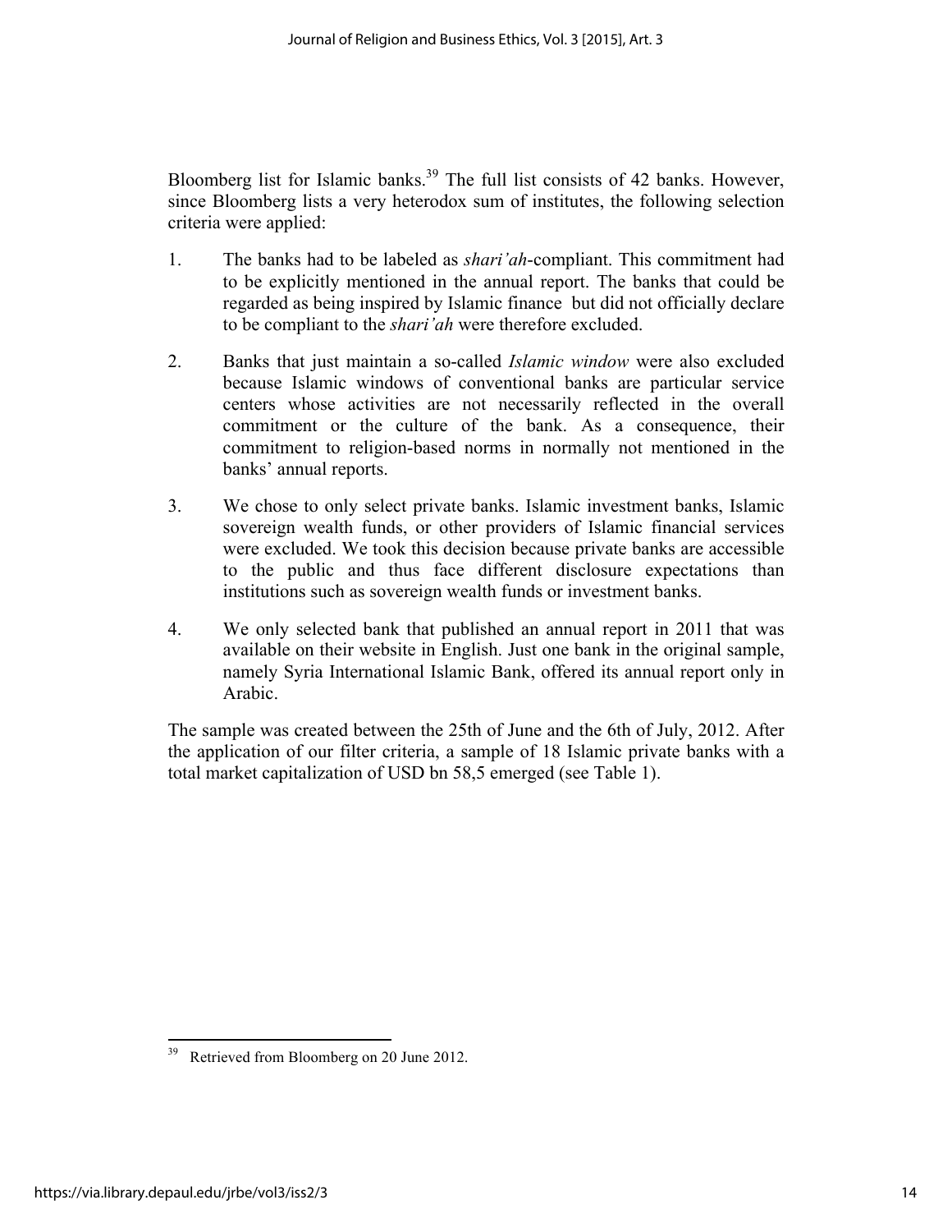Bloomberg list for Islamic banks.[39] The full list consists of 42 banks. However, since Bloomberg lists a very heterodox sum of institutes, the following selection criteria were applied:

1. The banks had to be labeled as *shari'ah*-compliant. This commitment had to be explicitly mentioned in the annual report. The banks that could be regarded as being inspired by Islamic finance but did not officially declare to be compliant to the *shari'ah* were therefore excluded.

2. Banks that just maintain a so-called *Islamic window* were also excluded because Islamic windows of conventional banks are particular service centers whose activities are not necessarily reflected in the overall commitment or the culture of the bank. As a consequence, their commitment to religion-based norms in normally not mentioned in the banks' annual reports.

3. We chose to only select private banks. Islamic investment banks, Islamic sovereign wealth funds, or other providers of Islamic financial services were excluded. We took this decision because private banks are accessible to the public and thus face different disclosure expectations than institutions such as sovereign wealth funds or investment banks.

4. We only selected bank that published an annual report in 2011 that was available on their website in English. Just one bank in the original sample, namely Syria International Islamic Bank, offered its annual report only in Arabic.

The sample was created between the 25th of June and the 6th of July, 2012. After the application of our filter criteria, a sample of 18 Islamic private banks with a total market capitalization of USD bn 58,5 emerged (see Table 1).

[39] Retrieved from Bloomberg on 20 June 2012.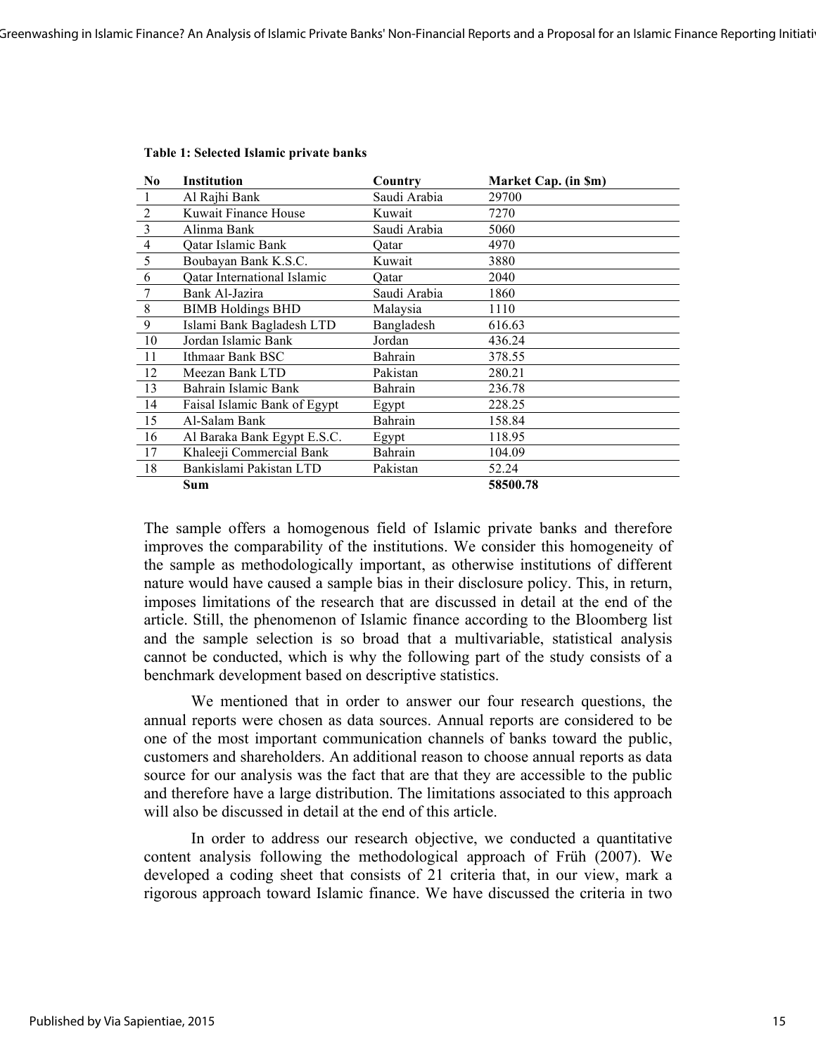**Table 1: Selected Islamic private banks**

| No | Institution | Country | Market Cap. (in $m) |
|---|---|---|---|
| 1 | Al Rajhi Bank | Saudi Arabia | 29700 |
| 2 | Kuwait Finance House | Kuwait | 7270 |
| 3 | Alinma Bank | Saudi Arabia | 5060 |
| 4 | Qatar Islamic Bank | Qatar | 4970 |
| 5 | Boubayan Bank K.S.C. | Kuwait | 3880 |
| 6 | Qatar International Islamic | Qatar | 2040 |
| 7 | Bank Al-Jazira | Saudi Arabia | 1860 |
| 8 | BIMB Holdings BHD | Malaysia | 1110 |
| 9 | Islami Bank Bagladesh LTD | Bangladesh | 616.63 |
| 10 | Jordan Islamic Bank | Jordan | 436.24 |
| 11 | Ithmaar Bank BSC | Bahrain | 378.55 |
| 12 | Meezan Bank LTD | Pakistan | 280.21 |
| 13 | Bahrain Islamic Bank | Bahrain | 236.78 |
| 14 | Faisal Islamic Bank of Egypt | Egypt | 228.25 |
| 15 | Al-Salam Bank | Bahrain | 158.84 |
| 16 | Al Baraka Bank Egypt E.S.C. | Egypt | 118.95 |
| 17 | Khaleeji Commercial Bank | Bahrain | 104.09 |
| 18 | Bankislami Pakistan LTD | Pakistan | 52.24 |
| | **Sum** | | **58500.78** |

The sample offers a homogenous field of Islamic private banks and therefore improves the comparability of the institutions. We consider this homogeneity of the sample as methodologically important, as otherwise institutions of different nature would have caused a sample bias in their disclosure policy. This, in return, imposes limitations of the research that are discussed in detail at the end of the article. Still, the phenomenon of Islamic finance according to the Bloomberg list and the sample selection is so broad that a multivariable, statistical analysis cannot be conducted, which is why the following part of the study consists of a benchmark development based on descriptive statistics.

We mentioned that in order to answer our four research questions, the annual reports were chosen as data sources. Annual reports are considered to be one of the most important communication channels of banks toward the public, customers and shareholders. An additional reason to choose annual reports as data source for our analysis was the fact that are that they are accessible to the public and therefore have a large distribution. The limitations associated to this approach will also be discussed in detail at the end of this article.

In order to address our research objective, we conducted a quantitative content analysis following the methodological approach of Früh (2007). We developed a coding sheet that consists of 21 criteria that, in our view, mark a rigorous approach toward Islamic finance. We have discussed the criteria in two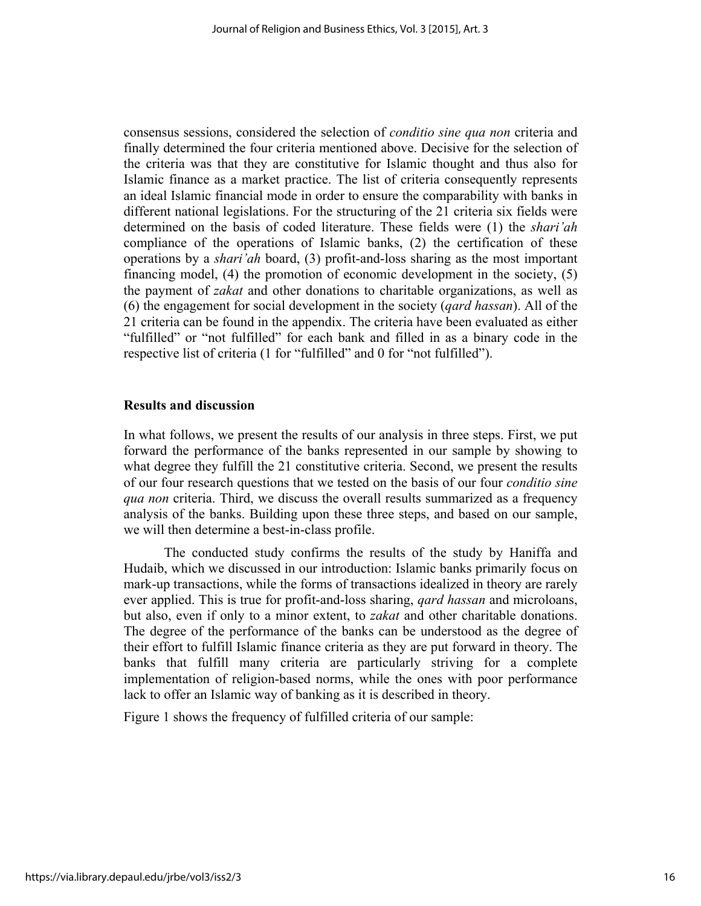consensus sessions, considered the selection of *conditio sine qua non* criteria and finally determined the four criteria mentioned above. Decisive for the selection of the criteria was that they are constitutive for Islamic thought and thus also for Islamic finance as a market practice. The list of criteria consequently represents an ideal Islamic financial mode in order to ensure the comparability with banks in different national legislations. For the structuring of the 21 criteria six fields were determined on the basis of coded literature. These fields were (1) the *shari'ah* compliance of the operations of Islamic banks, (2) the certification of these operations by a *shari'ah* board, (3) profit-and-loss sharing as the most important financing model, (4) the promotion of economic development in the society, (5) the payment of *zakat* and other donations to charitable organizations, as well as (6) the engagement for social development in the society (*qard hassan*). All of the 21 criteria can be found in the appendix. The criteria have been evaluated as either "fulfilled" or "not fulfilled" for each bank and filled in as a binary code in the respective list of criteria (1 for "fulfilled" and 0 for "not fulfilled").

## Results and discussion

In what follows, we present the results of our analysis in three steps. First, we put forward the performance of the banks represented in our sample by showing to what degree they fulfill the 21 constitutive criteria. Second, we present the results of our four research questions that we tested on the basis of our four *conditio sine qua non* criteria. Third, we discuss the overall results summarized as a frequency analysis of the banks. Building upon these three steps, and based on our sample, we will then determine a best-in-class profile.

The conducted study confirms the results of the study by Haniffa and Hudaib, which we discussed in our introduction: Islamic banks primarily focus on mark-up transactions, while the forms of transactions idealized in theory are rarely ever applied. This is true for profit-and-loss sharing, *qard hassan* and microloans, but also, even if only to a minor extent, to *zakat* and other charitable donations. The degree of the performance of the banks can be understood as the degree of their effort to fulfill Islamic finance criteria as they are put forward in theory. The banks that fulfill many criteria are particularly striving for a complete implementation of religion-based norms, while the ones with poor performance lack to offer an Islamic way of banking as it is described in theory.

Figure 1 shows the frequency of fulfilled criteria of our sample: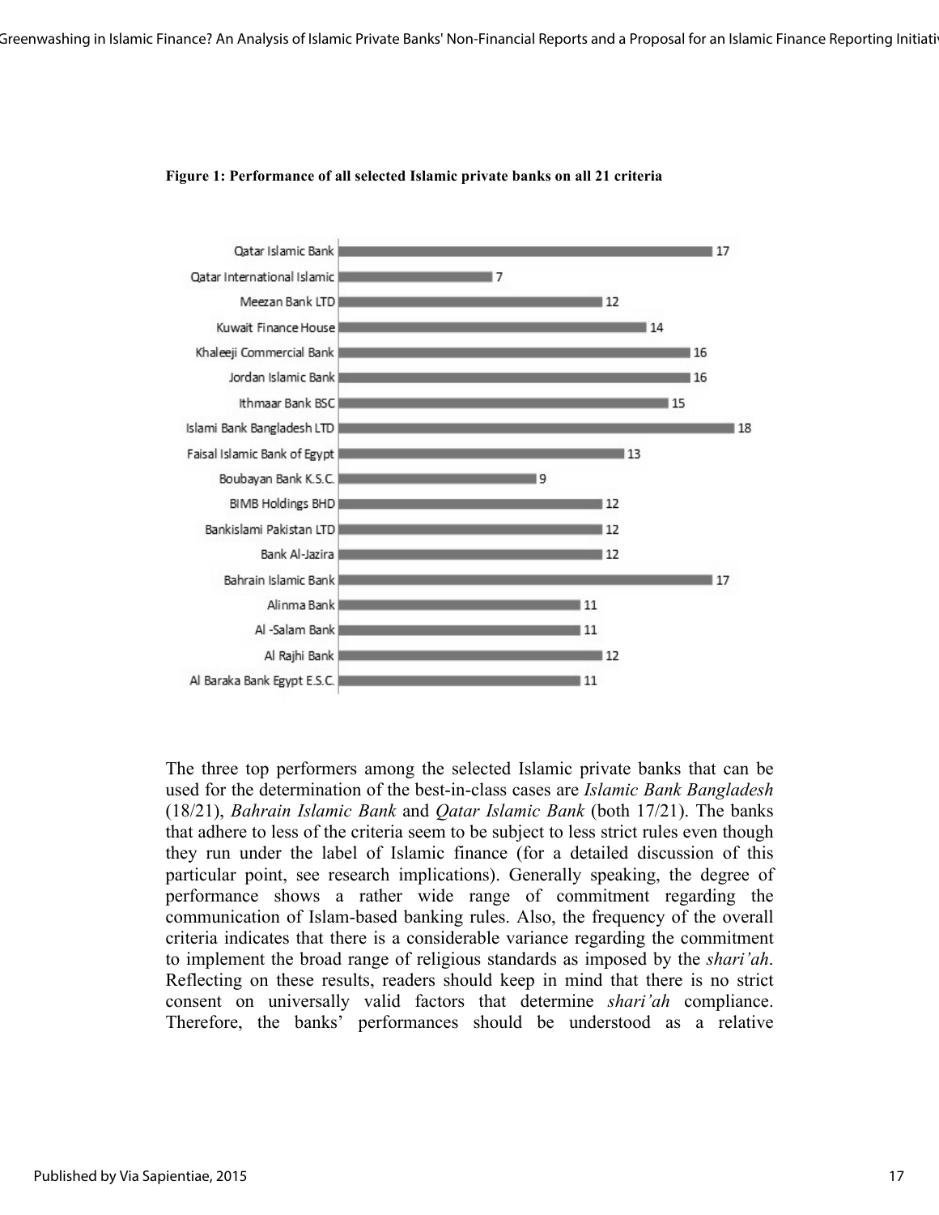**Figure 1: Performance of all selected Islamic private banks on all 21 criteria**

| Bank | Criteria met |
|---|---|
| Qatar Islamic Bank | 17 |
| Qatar International Islamic | 7 |
| Meezan Bank LTD | 12 |
| Kuwait Finance House | 14 |
| Khaleeji Commercial Bank | 16 |
| Jordan Islamic Bank | 16 |
| Ithmaar Bank BSC | 15 |
| Islami Bank Bangladesh LTD | 18 |
| Faisal Islamic Bank of Egypt | 13 |
| Boubayan Bank K.S.C. | 9 |
| BIMB Holdings BHD | 12 |
| Bankislami Pakistan LTD | 12 |
| Bank Al-Jazira | 12 |
| Bahrain Islamic Bank | 17 |
| Alinma Bank | 11 |
| Al -Salam Bank | 11 |
| Al Rajhi Bank | 12 |
| Al Baraka Bank Egypt E.S.C. | 11 |

The three top performers among the selected Islamic private banks that can be used for the determination of the best-in-class cases are *Islamic Bank Bangladesh* (18/21), *Bahrain Islamic Bank* and *Qatar Islamic Bank* (both 17/21). The banks that adhere to less of the criteria seem to be subject to less strict rules even though they run under the label of Islamic finance (for a detailed discussion of this particular point, see research implications). Generally speaking, the degree of performance shows a rather wide range of commitment regarding the communication of Islam-based banking rules. Also, the frequency of the overall criteria indicates that there is a considerable variance regarding the commitment to implement the broad range of religious standards as imposed by the *shari'ah*. Reflecting on these results, readers should keep in mind that there is no strict consent on universally valid factors that determine *shari'ah* compliance. Therefore, the banks' performances should be understood as a relative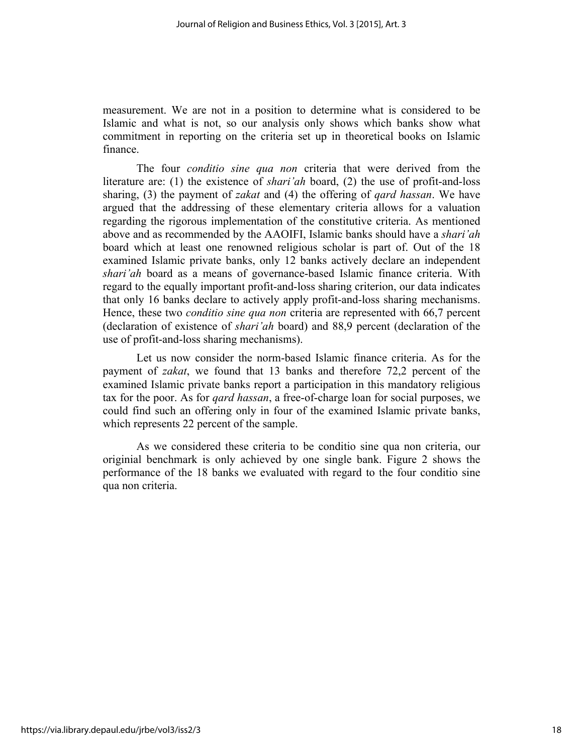measurement. We are not in a position to determine what is considered to be Islamic and what is not, so our analysis only shows which banks show what commitment in reporting on the criteria set up in theoretical books on Islamic finance.

The four *conditio sine qua non* criteria that were derived from the literature are: (1) the existence of *shari'ah* board, (2) the use of profit-and-loss sharing, (3) the payment of *zakat* and (4) the offering of *qard hassan*. We have argued that the addressing of these elementary criteria allows for a valuation regarding the rigorous implementation of the constitutive criteria. As mentioned above and as recommended by the AAOIFI, Islamic banks should have a *shari'ah* board which at least one renowned religious scholar is part of. Out of the 18 examined Islamic private banks, only 12 banks actively declare an independent *shari'ah* board as a means of governance-based Islamic finance criteria. With regard to the equally important profit-and-loss sharing criterion, our data indicates that only 16 banks declare to actively apply profit-and-loss sharing mechanisms. Hence, these two *conditio sine qua non* criteria are represented with 66,7 percent (declaration of existence of *shari'ah* board) and 88,9 percent (declaration of the use of profit-and-loss sharing mechanisms).

Let us now consider the norm-based Islamic finance criteria. As for the payment of *zakat*, we found that 13 banks and therefore 72,2 percent of the examined Islamic private banks report a participation in this mandatory religious tax for the poor. As for *qard hassan*, a free-of-charge loan for social purposes, we could find such an offering only in four of the examined Islamic private banks, which represents 22 percent of the sample.

As we considered these criteria to be conditio sine qua non criteria, our originial benchmark is only achieved by one single bank. Figure 2 shows the performance of the 18 banks we evaluated with regard to the four conditio sine qua non criteria.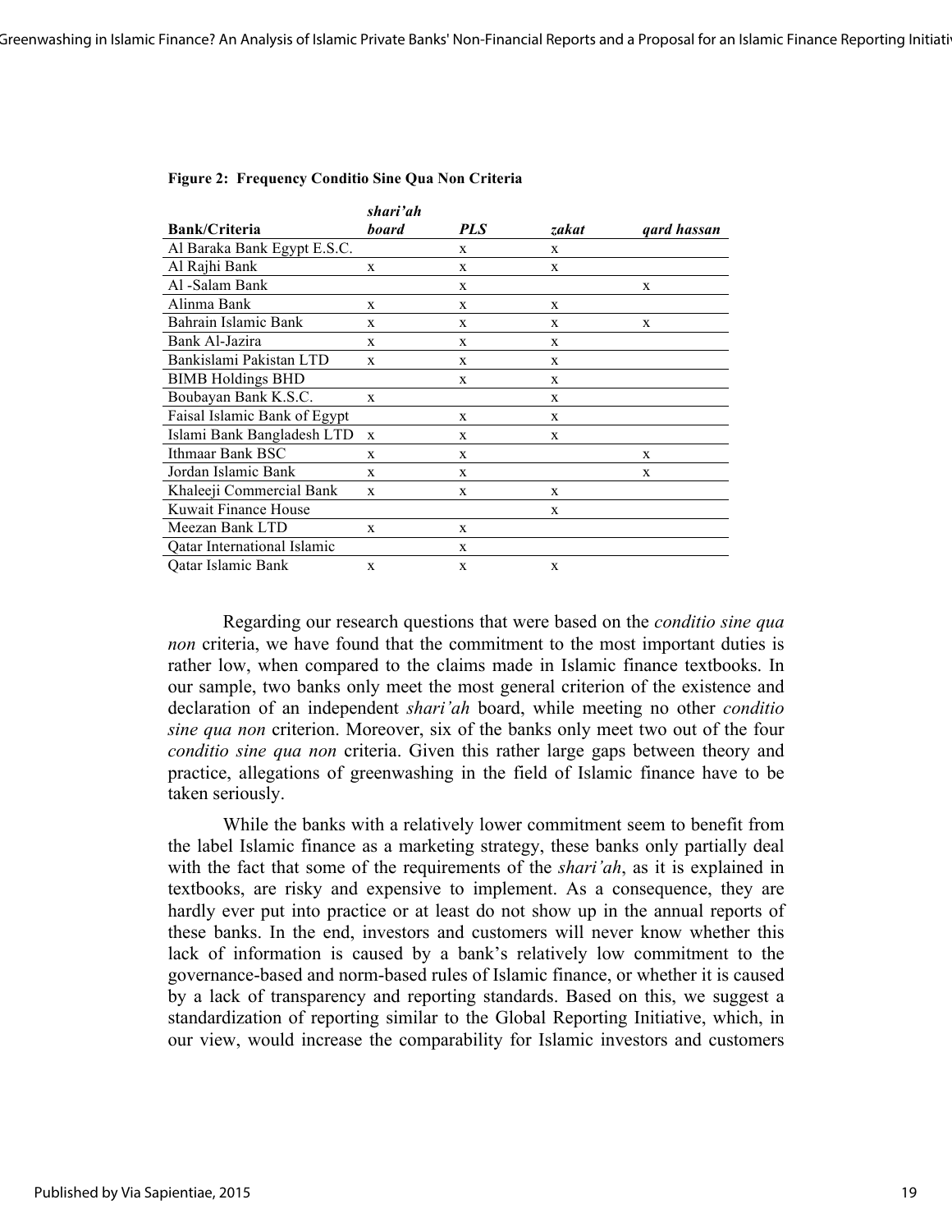**Figure 2: Frequency Conditio Sine Qua Non Criteria**

| Bank/Criteria | *shari'ah board* | *PLS* | *zakat* | *qard hassan* |
|---|---|---|---|---|
| Al Baraka Bank Egypt E.S.C. | | x | x | |
| Al Rajhi Bank | x | x | x | |
| Al -Salam Bank | | x | | x |
| Alinma Bank | x | x | x | |
| Bahrain Islamic Bank | x | x | x | x |
| Bank Al-Jazira | x | x | x | |
| Bankislami Pakistan LTD | x | x | x | |
| BIMB Holdings BHD | | x | x | |
| Boubayan Bank K.S.C. | x | | x | |
| Faisal Islamic Bank of Egypt | | x | x | |
| Islami Bank Bangladesh LTD | x | x | x | |
| Ithmaar Bank BSC | x | x | | x |
| Jordan Islamic Bank | x | x | | x |
| Khaleeji Commercial Bank | x | x | x | |
| Kuwait Finance House | | | x | |
| Meezan Bank LTD | x | x | | |
| Qatar International Islamic | | x | | |
| Qatar Islamic Bank | x | x | x | |

Regarding our research questions that were based on the *conditio sine qua non* criteria, we have found that the commitment to the most important duties is rather low, when compared to the claims made in Islamic finance textbooks. In our sample, two banks only meet the most general criterion of the existence and declaration of an independent *shari'ah* board, while meeting no other *conditio sine qua non* criterion. Moreover, six of the banks only meet two out of the four *conditio sine qua non* criteria. Given this rather large gaps between theory and practice, allegations of greenwashing in the field of Islamic finance have to be taken seriously.

While the banks with a relatively lower commitment seem to benefit from the label Islamic finance as a marketing strategy, these banks only partially deal with the fact that some of the requirements of the *shari'ah*, as it is explained in textbooks, are risky and expensive to implement. As a consequence, they are hardly ever put into practice or at least do not show up in the annual reports of these banks. In the end, investors and customers will never know whether this lack of information is caused by a bank's relatively low commitment to the governance-based and norm-based rules of Islamic finance, or whether it is caused by a lack of transparency and reporting standards. Based on this, we suggest a standardization of reporting similar to the Global Reporting Initiative, which, in our view, would increase the comparability for Islamic investors and customers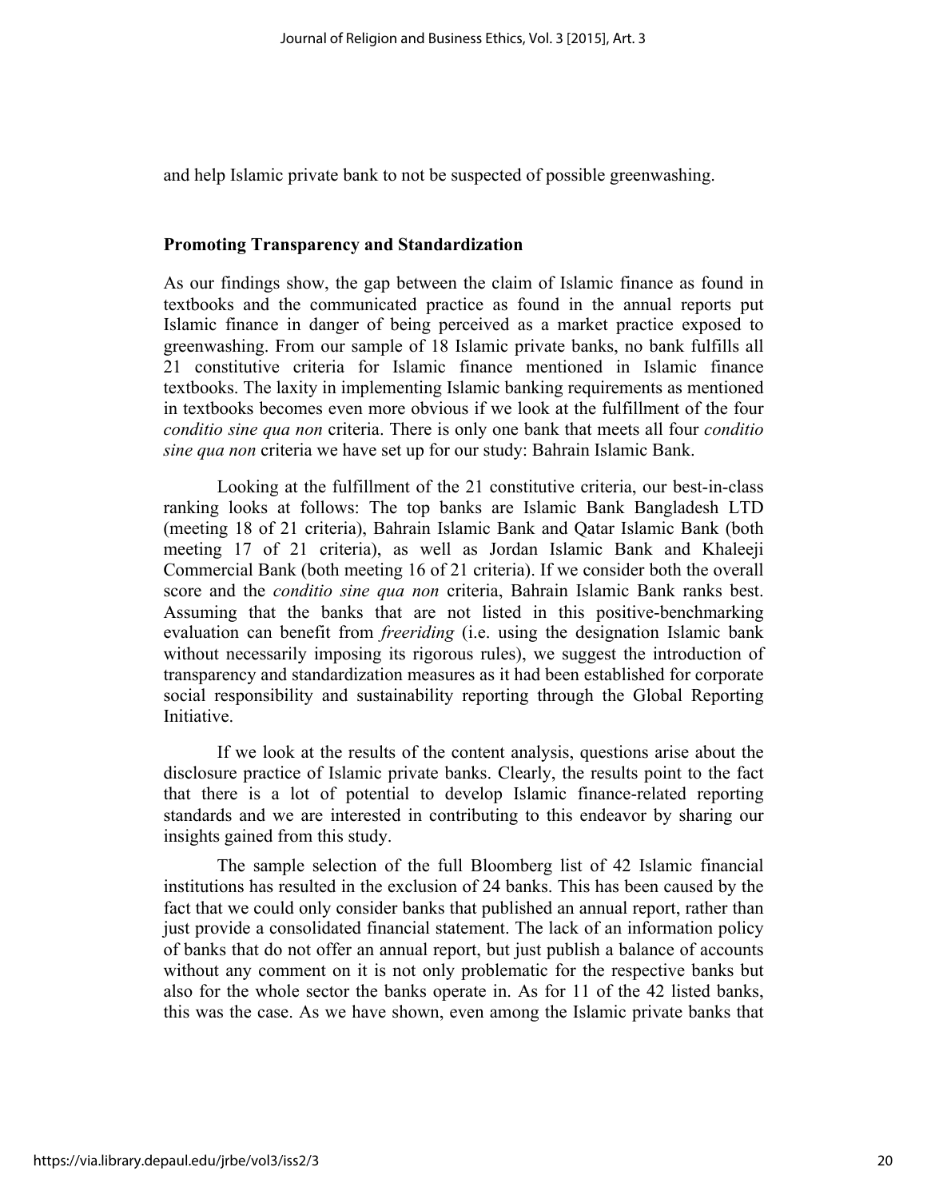and help Islamic private bank to not be suspected of possible greenwashing.

### Promoting Transparency and Standardization

As our findings show, the gap between the claim of Islamic finance as found in textbooks and the communicated practice as found in the annual reports put Islamic finance in danger of being perceived as a market practice exposed to greenwashing. From our sample of 18 Islamic private banks, no bank fulfills all 21 constitutive criteria for Islamic finance mentioned in Islamic finance textbooks. The laxity in implementing Islamic banking requirements as mentioned in textbooks becomes even more obvious if we look at the fulfillment of the four *conditio sine qua non* criteria. There is only one bank that meets all four *conditio sine qua non* criteria we have set up for our study: Bahrain Islamic Bank.

Looking at the fulfillment of the 21 constitutive criteria, our best-in-class ranking looks at follows: The top banks are Islamic Bank Bangladesh LTD (meeting 18 of 21 criteria), Bahrain Islamic Bank and Qatar Islamic Bank (both meeting 17 of 21 criteria), as well as Jordan Islamic Bank and Khaleeji Commercial Bank (both meeting 16 of 21 criteria). If we consider both the overall score and the *conditio sine qua non* criteria, Bahrain Islamic Bank ranks best. Assuming that the banks that are not listed in this positive-benchmarking evaluation can benefit from *freeriding* (i.e. using the designation Islamic bank without necessarily imposing its rigorous rules), we suggest the introduction of transparency and standardization measures as it had been established for corporate social responsibility and sustainability reporting through the Global Reporting Initiative.

If we look at the results of the content analysis, questions arise about the disclosure practice of Islamic private banks. Clearly, the results point to the fact that there is a lot of potential to develop Islamic finance-related reporting standards and we are interested in contributing to this endeavor by sharing our insights gained from this study.

The sample selection of the full Bloomberg list of 42 Islamic financial institutions has resulted in the exclusion of 24 banks. This has been caused by the fact that we could only consider banks that published an annual report, rather than just provide a consolidated financial statement. The lack of an information policy of banks that do not offer an annual report, but just publish a balance of accounts without any comment on it is not only problematic for the respective banks but also for the whole sector the banks operate in. As for 11 of the 42 listed banks, this was the case. As we have shown, even among the Islamic private banks that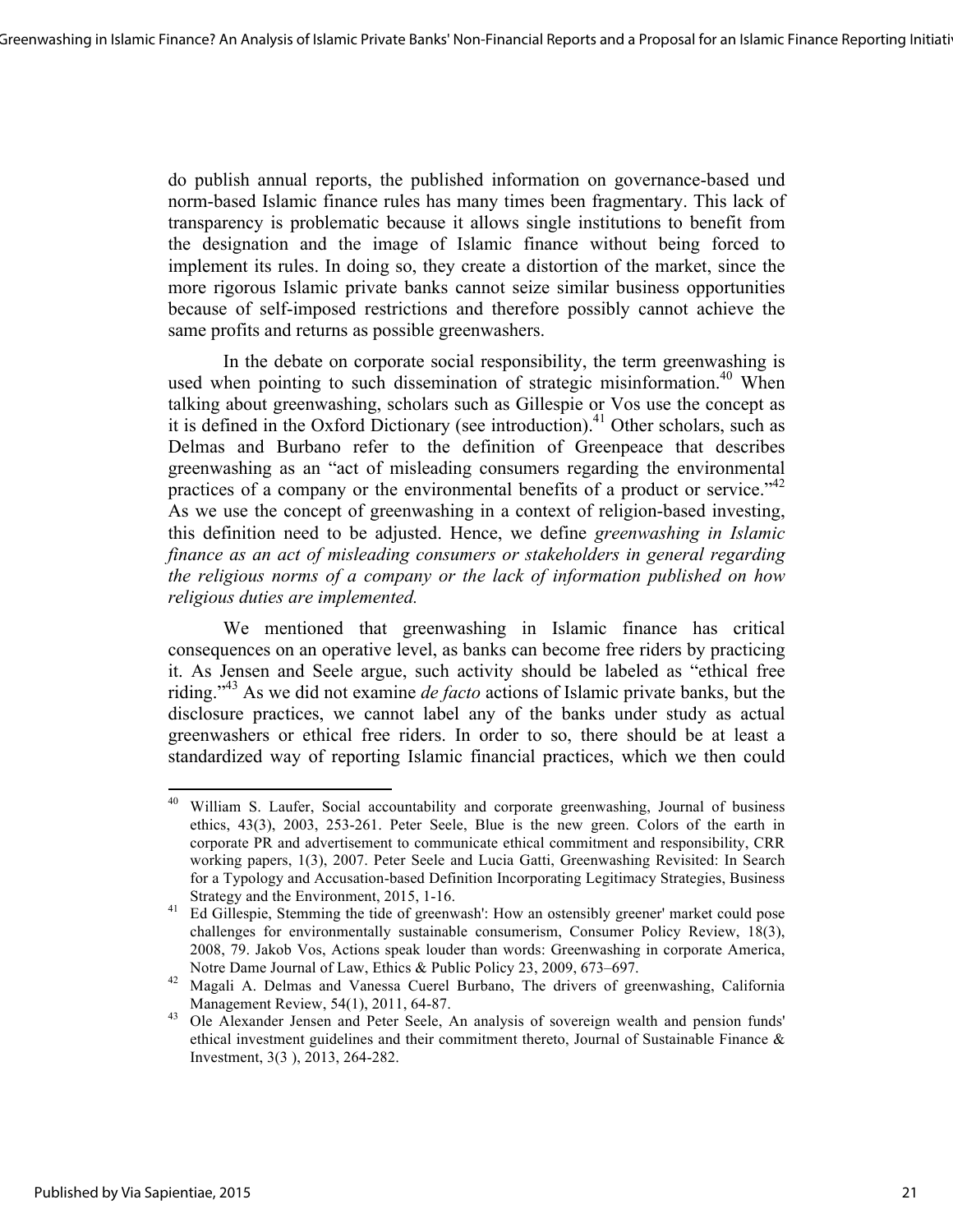do publish annual reports, the published information on governance-based und norm-based Islamic finance rules has many times been fragmentary. This lack of transparency is problematic because it allows single institutions to benefit from the designation and the image of Islamic finance without being forced to implement its rules. In doing so, they create a distortion of the market, since the more rigorous Islamic private banks cannot seize similar business opportunities because of self-imposed restrictions and therefore possibly cannot achieve the same profits and returns as possible greenwashers.

In the debate on corporate social responsibility, the term greenwashing is used when pointing to such dissemination of strategic misinformation.[40] When talking about greenwashing, scholars such as Gillespie or Vos use the concept as it is defined in the Oxford Dictionary (see introduction).[41] Other scholars, such as Delmas and Burbano refer to the definition of Greenpeace that describes greenwashing as an "act of misleading consumers regarding the environmental practices of a company or the environmental benefits of a product or service."[42] As we use the concept of greenwashing in a context of religion-based investing, this definition need to be adjusted. Hence, we define *greenwashing in Islamic finance as an act of misleading consumers or stakeholders in general regarding the religious norms of a company or the lack of information published on how religious duties are implemented.*

We mentioned that greenwashing in Islamic finance has critical consequences on an operative level, as banks can become free riders by practicing it. As Jensen and Seele argue, such activity should be labeled as "ethical free riding."[43] As we did not examine *de facto* actions of Islamic private banks, but the disclosure practices, we cannot label any of the banks under study as actual greenwashers or ethical free riders. In order to so, there should be at least a standardized way of reporting Islamic financial practices, which we then could

---

[40] William S. Laufer, Social accountability and corporate greenwashing, Journal of business ethics, 43(3), 2003, 253-261. Peter Seele, Blue is the new green. Colors of the earth in corporate PR and advertisement to communicate ethical commitment and responsibility, CRR working papers, 1(3), 2007. Peter Seele and Lucia Gatti, Greenwashing Revisited: In Search for a Typology and Accusation-based Definition Incorporating Legitimacy Strategies, Business Strategy and the Environment, 2015, 1-16.

[41] Ed Gillespie, Stemming the tide of greenwash': How an ostensibly greener' market could pose challenges for environmentally sustainable consumerism, Consumer Policy Review, 18(3), 2008, 79. Jakob Vos, Actions speak louder than words: Greenwashing in corporate America, Notre Dame Journal of Law, Ethics & Public Policy 23, 2009, 673–697.

[42] Magali A. Delmas and Vanessa Cuerel Burbano, The drivers of greenwashing, California Management Review, 54(1), 2011, 64-87.

[43] Ole Alexander Jensen and Peter Seele, An analysis of sovereign wealth and pension funds' ethical investment guidelines and their commitment thereto, Journal of Sustainable Finance & Investment, 3(3 ), 2013, 264-282.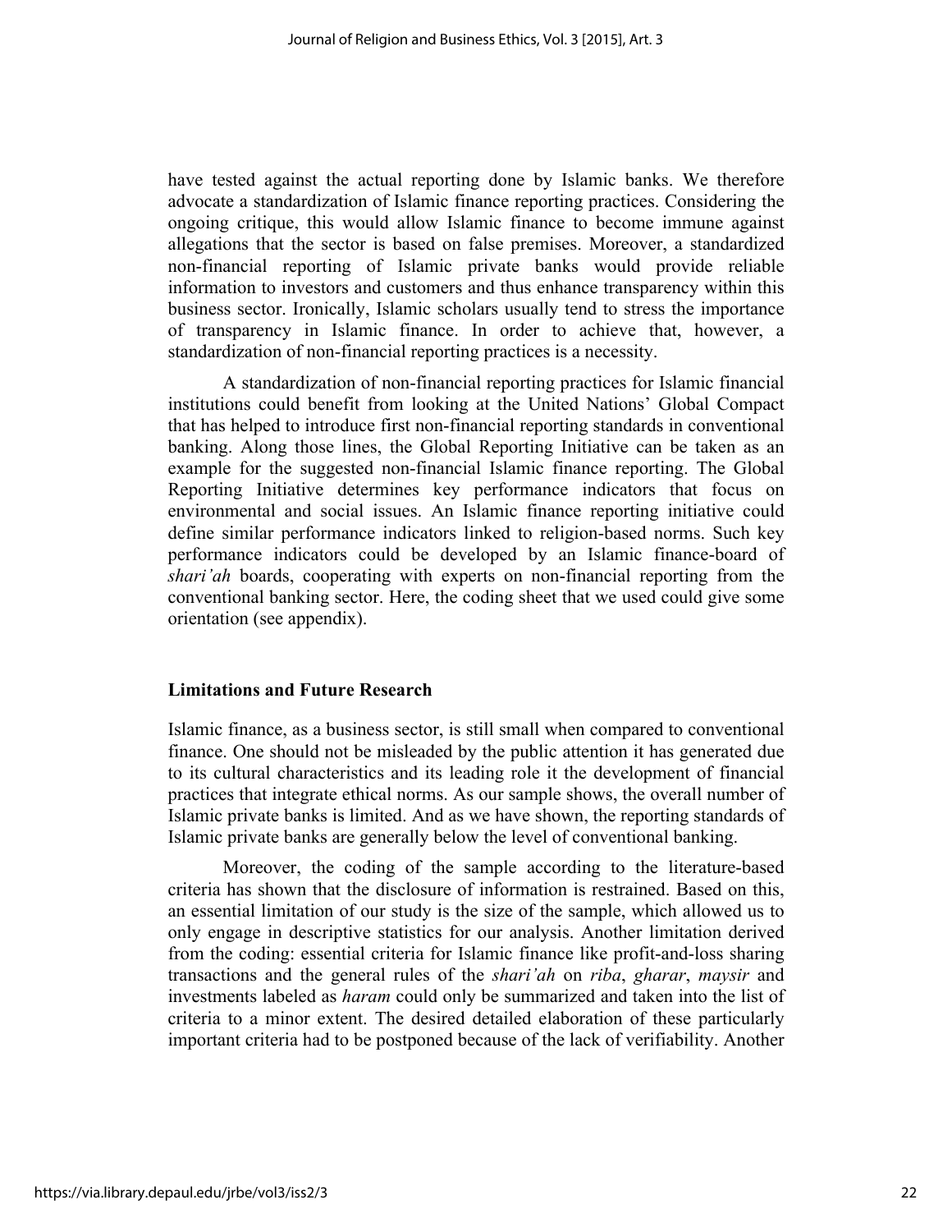have tested against the actual reporting done by Islamic banks. We therefore advocate a standardization of Islamic finance reporting practices. Considering the ongoing critique, this would allow Islamic finance to become immune against allegations that the sector is based on false premises. Moreover, a standardized non-financial reporting of Islamic private banks would provide reliable information to investors and customers and thus enhance transparency within this business sector. Ironically, Islamic scholars usually tend to stress the importance of transparency in Islamic finance. In order to achieve that, however, a standardization of non-financial reporting practices is a necessity.

A standardization of non-financial reporting practices for Islamic financial institutions could benefit from looking at the United Nations' Global Compact that has helped to introduce first non-financial reporting standards in conventional banking. Along those lines, the Global Reporting Initiative can be taken as an example for the suggested non-financial Islamic finance reporting. The Global Reporting Initiative determines key performance indicators that focus on environmental and social issues. An Islamic finance reporting initiative could define similar performance indicators linked to religion-based norms. Such key performance indicators could be developed by an Islamic finance-board of *shari'ah* boards, cooperating with experts on non-financial reporting from the conventional banking sector. Here, the coding sheet that we used could give some orientation (see appendix).

## Limitations and Future Research

Islamic finance, as a business sector, is still small when compared to conventional finance. One should not be misleaded by the public attention it has generated due to its cultural characteristics and its leading role it the development of financial practices that integrate ethical norms. As our sample shows, the overall number of Islamic private banks is limited. And as we have shown, the reporting standards of Islamic private banks are generally below the level of conventional banking.

Moreover, the coding of the sample according to the literature-based criteria has shown that the disclosure of information is restrained. Based on this, an essential limitation of our study is the size of the sample, which allowed us to only engage in descriptive statistics for our analysis. Another limitation derived from the coding: essential criteria for Islamic finance like profit-and-loss sharing transactions and the general rules of the *shari'ah* on *riba*, *gharar*, *maysir* and investments labeled as *haram* could only be summarized and taken into the list of criteria to a minor extent. The desired detailed elaboration of these particularly important criteria had to be postponed because of the lack of verifiability. Another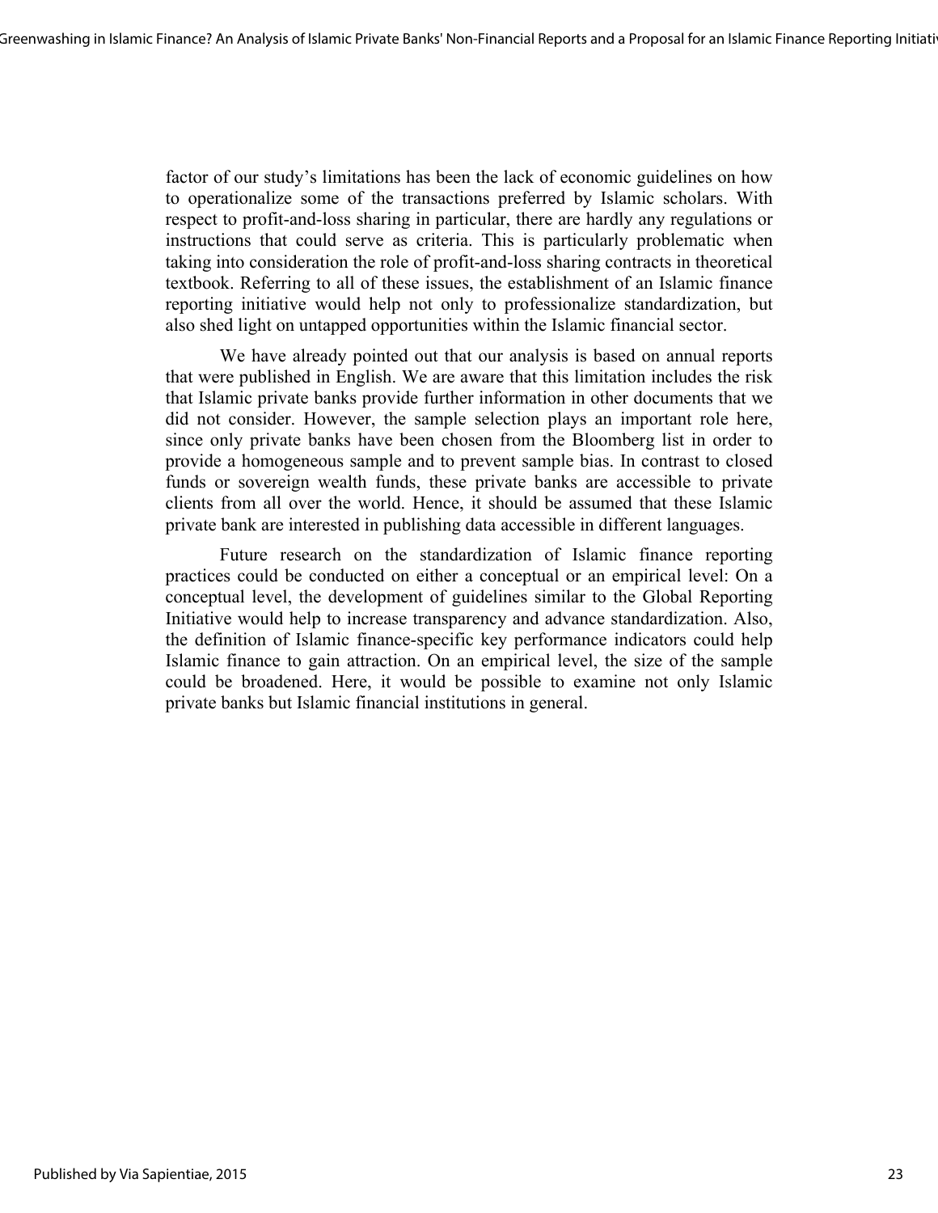factor of our study's limitations has been the lack of economic guidelines on how to operationalize some of the transactions preferred by Islamic scholars. With respect to profit-and-loss sharing in particular, there are hardly any regulations or instructions that could serve as criteria. This is particularly problematic when taking into consideration the role of profit-and-loss sharing contracts in theoretical textbook. Referring to all of these issues, the establishment of an Islamic finance reporting initiative would help not only to professionalize standardization, but also shed light on untapped opportunities within the Islamic financial sector.

We have already pointed out that our analysis is based on annual reports that were published in English. We are aware that this limitation includes the risk that Islamic private banks provide further information in other documents that we did not consider. However, the sample selection plays an important role here, since only private banks have been chosen from the Bloomberg list in order to provide a homogeneous sample and to prevent sample bias. In contrast to closed funds or sovereign wealth funds, these private banks are accessible to private clients from all over the world. Hence, it should be assumed that these Islamic private bank are interested in publishing data accessible in different languages.

Future research on the standardization of Islamic finance reporting practices could be conducted on either a conceptual or an empirical level: On a conceptual level, the development of guidelines similar to the Global Reporting Initiative would help to increase transparency and advance standardization. Also, the definition of Islamic finance-specific key performance indicators could help Islamic finance to gain attraction. On an empirical level, the size of the sample could be broadened. Here, it would be possible to examine not only Islamic private banks but Islamic financial institutions in general.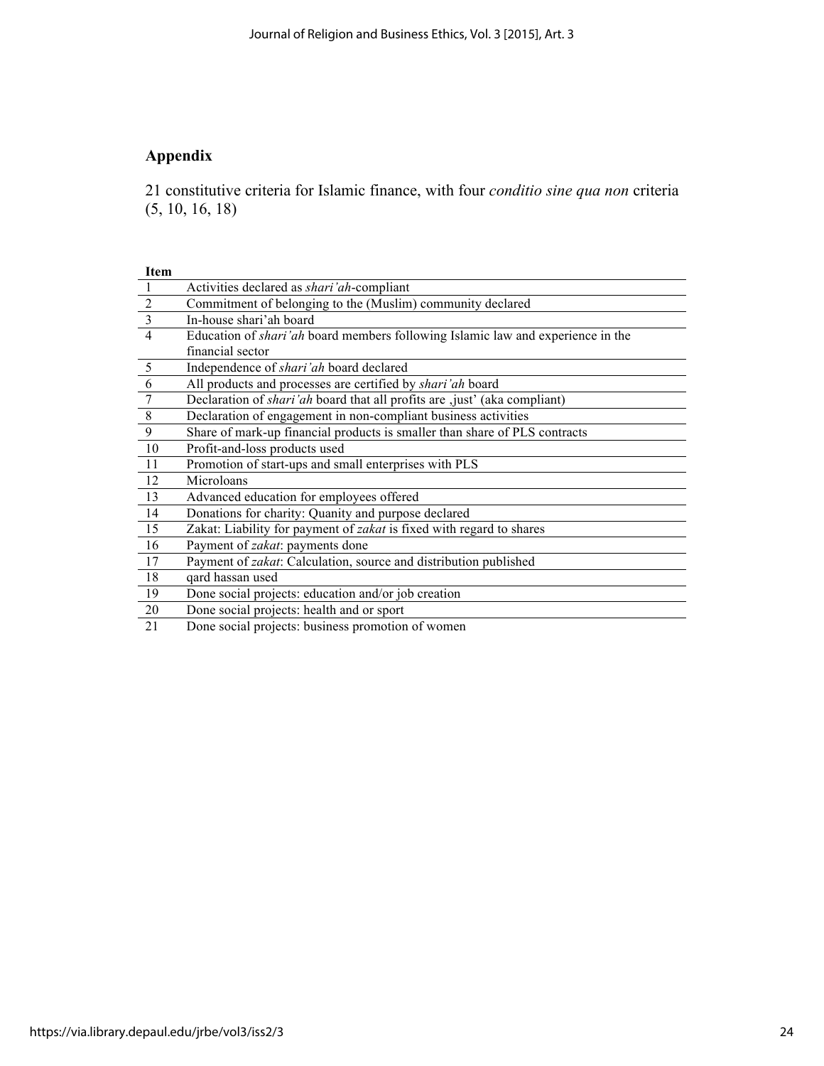## Appendix

21 constitutive criteria for Islamic finance, with four *conditio sine qua non* criteria (5, 10, 16, 18)

| Item | |
|---|---|
| 1 | Activities declared as *shari'ah*-compliant |
| 2 | Commitment of belonging to the (Muslim) community declared |
| 3 | In-house shari'ah board |
| 4 | Education of *shari'ah* board members following Islamic law and experience in the financial sector |
| 5 | Independence of *shari'ah* board declared |
| 6 | All products and processes are certified by *shari'ah* board |
| 7 | Declaration of *shari'ah* board that all profits are ‚just' (aka compliant) |
| 8 | Declaration of engagement in non-compliant business activities |
| 9 | Share of mark-up financial products is smaller than share of PLS contracts |
| 10 | Profit-and-loss products used |
| 11 | Promotion of start-ups and small enterprises with PLS |
| 12 | Microloans |
| 13 | Advanced education for employees offered |
| 14 | Donations for charity: Quanity and purpose declared |
| 15 | Zakat: Liability for payment of *zakat* is fixed with regard to shares |
| 16 | Payment of *zakat*: payments done |
| 17 | Payment of *zakat*: Calculation, source and distribution published |
| 18 | qard hassan used |
| 19 | Done social projects: education and/or job creation |
| 20 | Done social projects: health and or sport |
| 21 | Done social projects: business promotion of women |